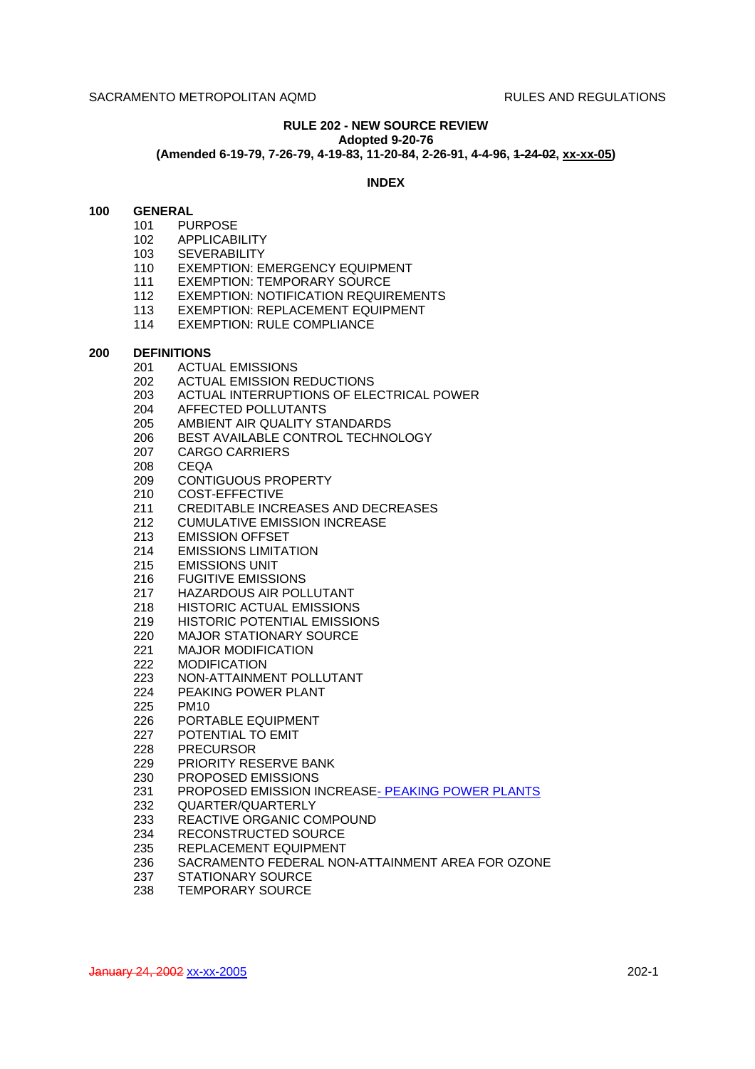# RULE 202 - NEW SOURCE REVIEW

**Adopted 9-20-76**

**(Amended 6-19-79, 7-26-79, 4-19-83, 11-20-84, 2-26-91, 4-4-96, ~~1-24-02~~, xx-xx-05)**

## INDEX

**100 GENERAL**

- 101 PURPOSE
- 102 APPLICABILITY
- 103 SEVERABILITY
- 110 EXEMPTION: EMERGENCY EQUIPMENT
- 111 EXEMPTION: TEMPORARY SOURCE
- 112 EXEMPTION: NOTIFICATION REQUIREMENTS
- 113 EXEMPTION: REPLACEMENT EQUIPMENT
- 114 EXEMPTION: RULE COMPLIANCE

**200 DEFINITIONS**

- 201 ACTUAL EMISSIONS
- 202 ACTUAL EMISSION REDUCTIONS
- 203 ACTUAL INTERRUPTIONS OF ELECTRICAL POWER
- 204 AFFECTED POLLUTANTS
- 205 AMBIENT AIR QUALITY STANDARDS
- 206 BEST AVAILABLE CONTROL TECHNOLOGY
- 207 CARGO CARRIERS
- 208 CEQA
- 209 CONTIGUOUS PROPERTY
- 210 COST-EFFECTIVE
- 211 CREDITABLE INCREASES AND DECREASES
- 212 CUMULATIVE EMISSION INCREASE
- 213 EMISSION OFFSET
- 214 EMISSIONS LIMITATION
- 215 EMISSIONS UNIT
- 216 FUGITIVE EMISSIONS
- 217 HAZARDOUS AIR POLLUTANT
- 218 HISTORIC ACTUAL EMISSIONS
- 219 HISTORIC POTENTIAL EMISSIONS
- 220 MAJOR STATIONARY SOURCE
- 221 MAJOR MODIFICATION
- 222 MODIFICATION
- 223 NON-ATTAINMENT POLLUTANT
- 224 PEAKING POWER PLANT
- 225 PM10
- 226 PORTABLE EQUIPMENT
- 227 POTENTIAL TO EMIT
- 228 PRECURSOR
- 229 PRIORITY RESERVE BANK
- 230 PROPOSED EMISSIONS
- 231 PROPOSED EMISSION INCREASE- PEAKING POWER PLANTS
- 232 QUARTER/QUARTERLY
- 233 REACTIVE ORGANIC COMPOUND
- 234 RECONSTRUCTED SOURCE
- 235 REPLACEMENT EQUIPMENT
- 236 SACRAMENTO FEDERAL NON-ATTAINMENT AREA FOR OZONE
- 237 STATIONARY SOURCE
- 238 TEMPORARY SOURCE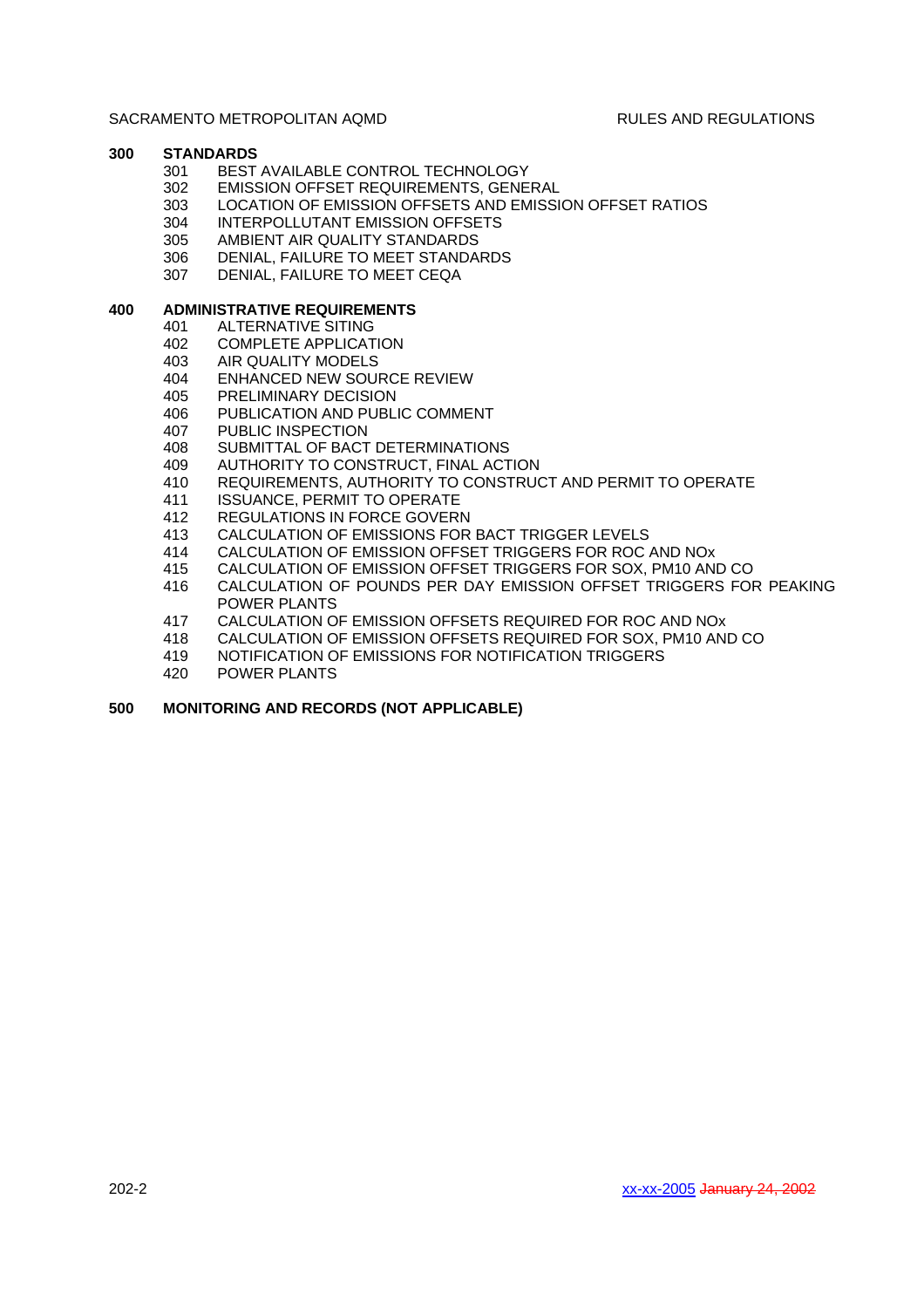**300 STANDARDS**

- 301 BEST AVAILABLE CONTROL TECHNOLOGY
- 302 EMISSION OFFSET REQUIREMENTS, GENERAL
- 303 LOCATION OF EMISSION OFFSETS AND EMISSION OFFSET RATIOS
- 304 INTERPOLLUTANT EMISSION OFFSETS
- 305 AMBIENT AIR QUALITY STANDARDS
- 306 DENIAL, FAILURE TO MEET STANDARDS
- 307 DENIAL, FAILURE TO MEET CEQA

**400 ADMINISTRATIVE REQUIREMENTS**

- 401 ALTERNATIVE SITING
- 402 COMPLETE APPLICATION
- 403 AIR QUALITY MODELS
- 404 ENHANCED NEW SOURCE REVIEW
- 405 PRELIMINARY DECISION
- 406 PUBLICATION AND PUBLIC COMMENT
- 407 PUBLIC INSPECTION
- 408 SUBMITTAL OF BACT DETERMINATIONS
- 409 AUTHORITY TO CONSTRUCT, FINAL ACTION
- 410 REQUIREMENTS, AUTHORITY TO CONSTRUCT AND PERMIT TO OPERATE
- 411 ISSUANCE, PERMIT TO OPERATE
- 412 REGULATIONS IN FORCE GOVERN
- 413 CALCULATION OF EMISSIONS FOR BACT TRIGGER LEVELS
- 414 CALCULATION OF EMISSION OFFSET TRIGGERS FOR ROC AND NOx
- 415 CALCULATION OF EMISSION OFFSET TRIGGERS FOR SOX, PM10 AND CO
- 416 CALCULATION OF POUNDS PER DAY EMISSION OFFSET TRIGGERS FOR PEAKING POWER PLANTS
- 417 CALCULATION OF EMISSION OFFSETS REQUIRED FOR ROC AND NOx
- 418 CALCULATION OF EMISSION OFFSETS REQUIRED FOR SOX, PM10 AND CO
- 419 NOTIFICATION OF EMISSIONS FOR NOTIFICATION TRIGGERS
- 420 POWER PLANTS

**500 MONITORING AND RECORDS (NOT APPLICABLE)**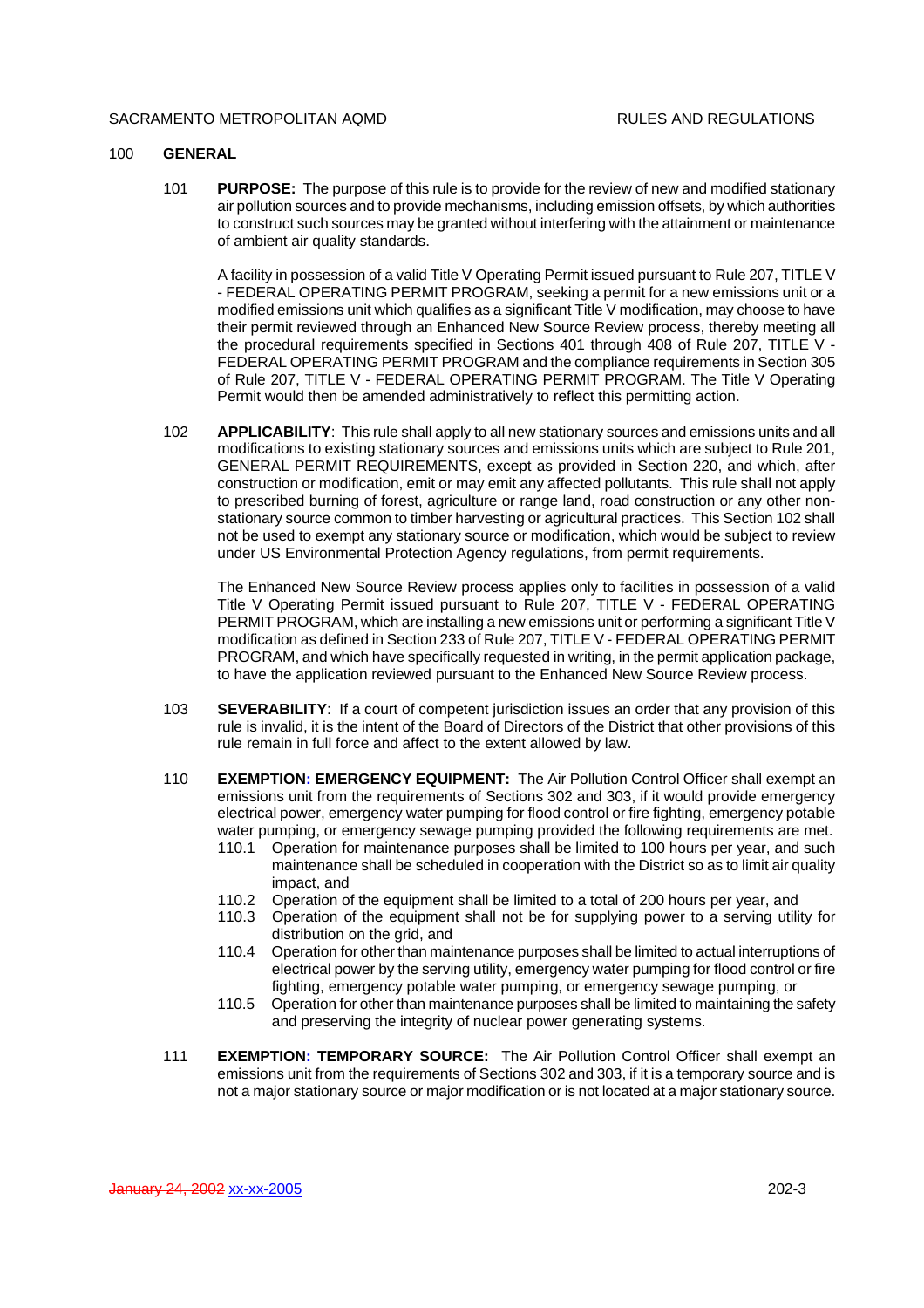## 100 GENERAL

**101 PURPOSE:** The purpose of this rule is to provide for the review of new and modified stationary air pollution sources and to provide mechanisms, including emission offsets, by which authorities to construct such sources may be granted without interfering with the attainment or maintenance of ambient air quality standards.

A facility in possession of a valid Title V Operating Permit issued pursuant to Rule 207, TITLE V - FEDERAL OPERATING PERMIT PROGRAM, seeking a permit for a new emissions unit or a modified emissions unit which qualifies as a significant Title V modification, may choose to have their permit reviewed through an Enhanced New Source Review process, thereby meeting all the procedural requirements specified in Sections 401 through 408 of Rule 207, TITLE V - FEDERAL OPERATING PERMIT PROGRAM and the compliance requirements in Section 305 of Rule 207, TITLE V - FEDERAL OPERATING PERMIT PROGRAM. The Title V Operating Permit would then be amended administratively to reflect this permitting action.

**102 APPLICABILITY**: This rule shall apply to all new stationary sources and emissions units and all modifications to existing stationary sources and emissions units which are subject to Rule 201, GENERAL PERMIT REQUIREMENTS, except as provided in Section 220, and which, after construction or modification, emit or may emit any affected pollutants. This rule shall not apply to prescribed burning of forest, agriculture or range land, road construction or any other non-stationary source common to timber harvesting or agricultural practices. This Section 102 shall not be used to exempt any stationary source or modification, which would be subject to review under US Environmental Protection Agency regulations, from permit requirements.

The Enhanced New Source Review process applies only to facilities in possession of a valid Title V Operating Permit issued pursuant to Rule 207, TITLE V - FEDERAL OPERATING PERMIT PROGRAM, which are installing a new emissions unit or performing a significant Title V modification as defined in Section 233 of Rule 207, TITLE V - FEDERAL OPERATING PERMIT PROGRAM, and which have specifically requested in writing, in the permit application package, to have the application reviewed pursuant to the Enhanced New Source Review process.

**103 SEVERABILITY**: If a court of competent jurisdiction issues an order that any provision of this rule is invalid, it is the intent of the Board of Directors of the District that other provisions of this rule remain in full force and affect to the extent allowed by law.

**110 EXEMPTION: EMERGENCY EQUIPMENT:** The Air Pollution Control Officer shall exempt an emissions unit from the requirements of Sections 302 and 303, if it would provide emergency electrical power, emergency water pumping for flood control or fire fighting, emergency potable water pumping, or emergency sewage pumping provided the following requirements are met.

- 110.1 Operation for maintenance purposes shall be limited to 100 hours per year, and such maintenance shall be scheduled in cooperation with the District so as to limit air quality impact, and
- 110.2 Operation of the equipment shall be limited to a total of 200 hours per year, and
- 110.3 Operation of the equipment shall not be for supplying power to a serving utility for distribution on the grid, and
- 110.4 Operation for other than maintenance purposes shall be limited to actual interruptions of electrical power by the serving utility, emergency water pumping for flood control or fire fighting, emergency potable water pumping, or emergency sewage pumping, or
- 110.5 Operation for other than maintenance purposes shall be limited to maintaining the safety and preserving the integrity of nuclear power generating systems.

**111 EXEMPTION: TEMPORARY SOURCE:** The Air Pollution Control Officer shall exempt an emissions unit from the requirements of Sections 302 and 303, if it is a temporary source and is not a major stationary source or major modification or is not located at a major stationary source.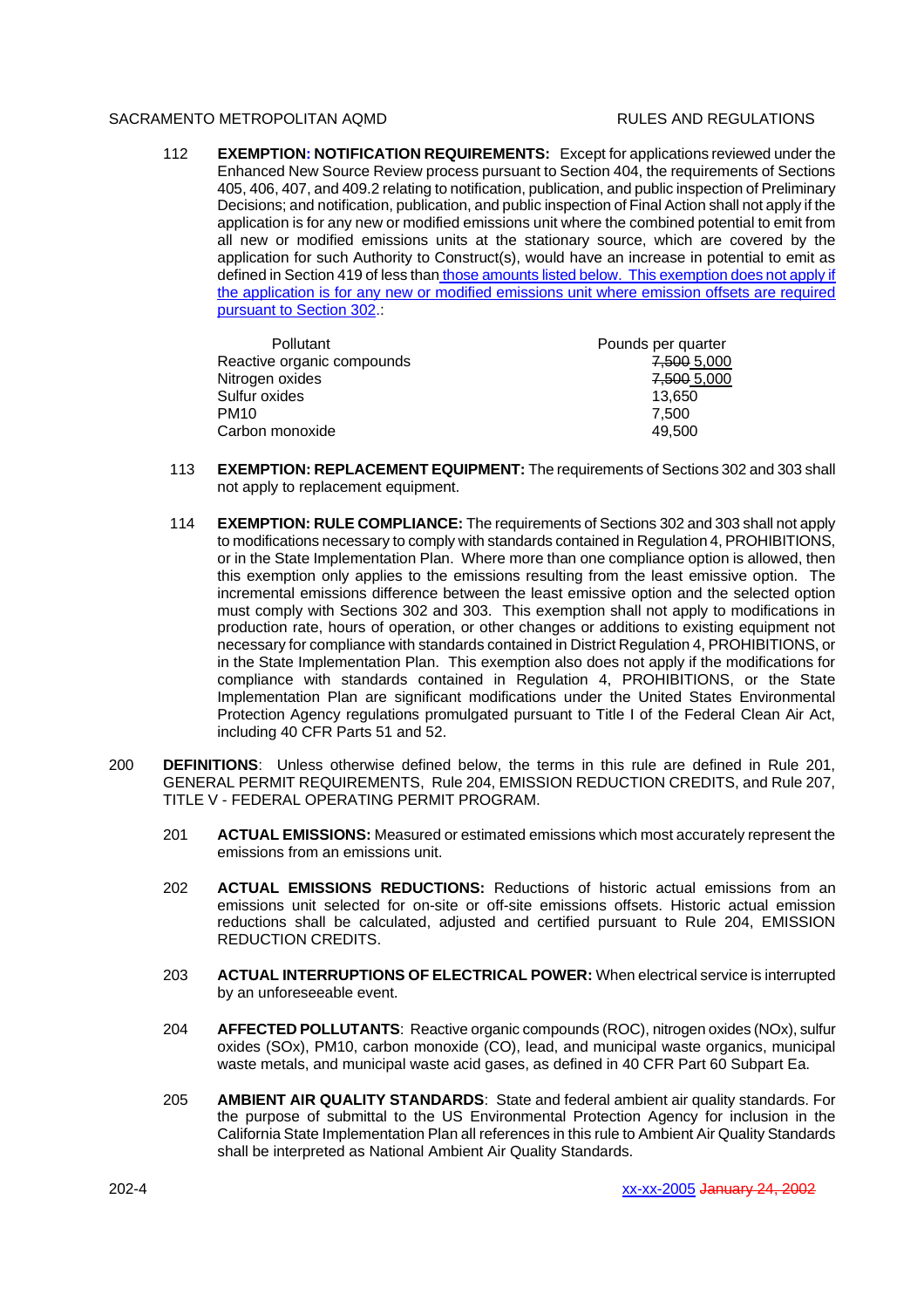112 **EXEMPTION: NOTIFICATION REQUIREMENTS:** Except for applications reviewed under the Enhanced New Source Review process pursuant to Section 404, the requirements of Sections 405, 406, 407, and 409.2 relating to notification, publication, and public inspection of Preliminary Decisions; and notification, publication, and public inspection of Final Action shall not apply if the application is for any new or modified emissions unit where the combined potential to emit from all new or modified emissions units at the stationary source, which are covered by the application for such Authority to Construct(s), would have an increase in potential to emit as defined in Section 419 of less than those amounts listed below. This exemption does not apply if the application is for any new or modified emissions unit where emission offsets are required pursuant to Section 302.:

| Pollutant | Pounds per quarter |
|---|---|
| Reactive organic compounds | ~~7,500~~ 5,000 |
| Nitrogen oxides | ~~7,500~~ 5,000 |
| Sulfur oxides | 13,650 |
| PM10 | 7,500 |
| Carbon monoxide | 49,500 |

113 **EXEMPTION: REPLACEMENT EQUIPMENT:** The requirements of Sections 302 and 303 shall not apply to replacement equipment.

114 **EXEMPTION: RULE COMPLIANCE:** The requirements of Sections 302 and 303 shall not apply to modifications necessary to comply with standards contained in Regulation 4, PROHIBITIONS, or in the State Implementation Plan. Where more than one compliance option is allowed, then this exemption only applies to the emissions resulting from the least emissive option. The incremental emissions difference between the least emissive option and the selected option must comply with Sections 302 and 303. This exemption shall not apply to modifications in production rate, hours of operation, or other changes or additions to existing equipment not necessary for compliance with standards contained in District Regulation 4, PROHIBITIONS, or in the State Implementation Plan. This exemption also does not apply if the modifications for compliance with standards contained in Regulation 4, PROHIBITIONS, or the State Implementation Plan are significant modifications under the United States Environmental Protection Agency regulations promulgated pursuant to Title I of the Federal Clean Air Act, including 40 CFR Parts 51 and 52.

200 **DEFINITIONS**: Unless otherwise defined below, the terms in this rule are defined in Rule 201, GENERAL PERMIT REQUIREMENTS, Rule 204, EMISSION REDUCTION CREDITS, and Rule 207, TITLE V - FEDERAL OPERATING PERMIT PROGRAM.

201 **ACTUAL EMISSIONS:** Measured or estimated emissions which most accurately represent the emissions from an emissions unit.

202 **ACTUAL EMISSIONS REDUCTIONS:** Reductions of historic actual emissions from an emissions unit selected for on-site or off-site emissions offsets. Historic actual emission reductions shall be calculated, adjusted and certified pursuant to Rule 204, EMISSION REDUCTION CREDITS.

203 **ACTUAL INTERRUPTIONS OF ELECTRICAL POWER:** When electrical service is interrupted by an unforeseeable event.

204 **AFFECTED POLLUTANTS**: Reactive organic compounds (ROC), nitrogen oxides (NOx), sulfur oxides (SOx), PM10, carbon monoxide (CO), lead, and municipal waste organics, municipal waste metals, and municipal waste acid gases, as defined in 40 CFR Part 60 Subpart Ea.

205 **AMBIENT AIR QUALITY STANDARDS**: State and federal ambient air quality standards. For the purpose of submittal to the US Environmental Protection Agency for inclusion in the California State Implementation Plan all references in this rule to Ambient Air Quality Standards shall be interpreted as National Ambient Air Quality Standards.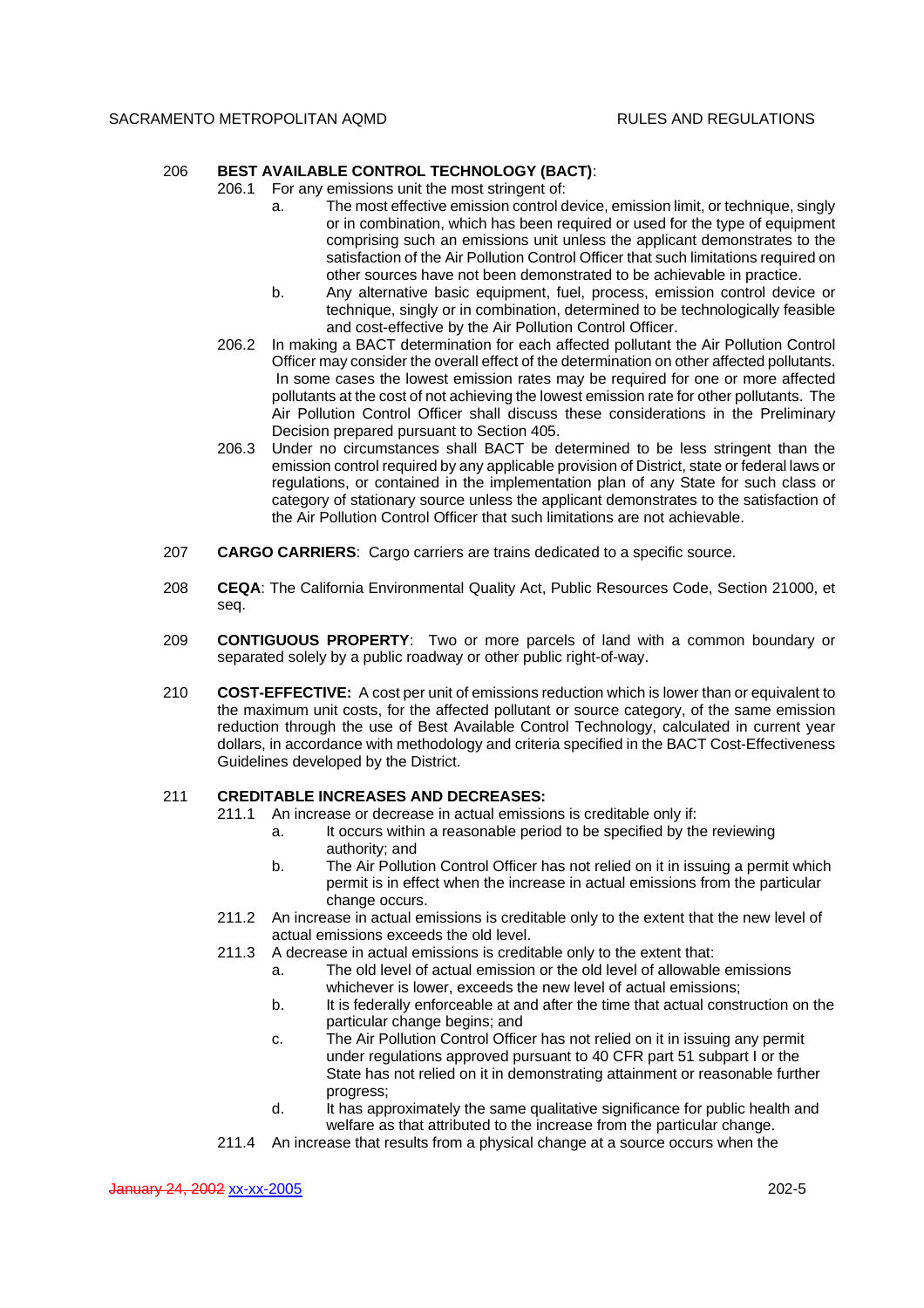206 **BEST AVAILABLE CONTROL TECHNOLOGY (BACT)**:

206.1 For any emissions unit the most stringent of:

a. The most effective emission control device, emission limit, or technique, singly or in combination, which has been required or used for the type of equipment comprising such an emissions unit unless the applicant demonstrates to the satisfaction of the Air Pollution Control Officer that such limitations required on other sources have not been demonstrated to be achievable in practice.

b. Any alternative basic equipment, fuel, process, emission control device or technique, singly or in combination, determined to be technologically feasible and cost-effective by the Air Pollution Control Officer.

206.2 In making a BACT determination for each affected pollutant the Air Pollution Control Officer may consider the overall effect of the determination on other affected pollutants. In some cases the lowest emission rates may be required for one or more affected pollutants at the cost of not achieving the lowest emission rate for other pollutants. The Air Pollution Control Officer shall discuss these considerations in the Preliminary Decision prepared pursuant to Section 405.

206.3 Under no circumstances shall BACT be determined to be less stringent than the emission control required by any applicable provision of District, state or federal laws or regulations, or contained in the implementation plan of any State for such class or category of stationary source unless the applicant demonstrates to the satisfaction of the Air Pollution Control Officer that such limitations are not achievable.

207 **CARGO CARRIERS**: Cargo carriers are trains dedicated to a specific source.

208 **CEQA**: The California Environmental Quality Act, Public Resources Code, Section 21000, et seq.

209 **CONTIGUOUS PROPERTY**: Two or more parcels of land with a common boundary or separated solely by a public roadway or other public right-of-way.

210 **COST-EFFECTIVE:** A cost per unit of emissions reduction which is lower than or equivalent to the maximum unit costs, for the affected pollutant or source category, of the same emission reduction through the use of Best Available Control Technology, calculated in current year dollars, in accordance with methodology and criteria specified in the BACT Cost-Effectiveness Guidelines developed by the District.

211 **CREDITABLE INCREASES AND DECREASES:**

211.1 An increase or decrease in actual emissions is creditable only if:

a. It occurs within a reasonable period to be specified by the reviewing authority; and

b. The Air Pollution Control Officer has not relied on it in issuing a permit which permit is in effect when the increase in actual emissions from the particular change occurs.

211.2 An increase in actual emissions is creditable only to the extent that the new level of actual emissions exceeds the old level.

211.3 A decrease in actual emissions is creditable only to the extent that:

a. The old level of actual emission or the old level of allowable emissions whichever is lower, exceeds the new level of actual emissions;

b. It is federally enforceable at and after the time that actual construction on the particular change begins; and

c. The Air Pollution Control Officer has not relied on it in issuing any permit under regulations approved pursuant to 40 CFR part 51 subpart I or the State has not relied on it in demonstrating attainment or reasonable further progress;

d. It has approximately the same qualitative significance for public health and welfare as that attributed to the increase from the particular change.

211.4 An increase that results from a physical change at a source occurs when the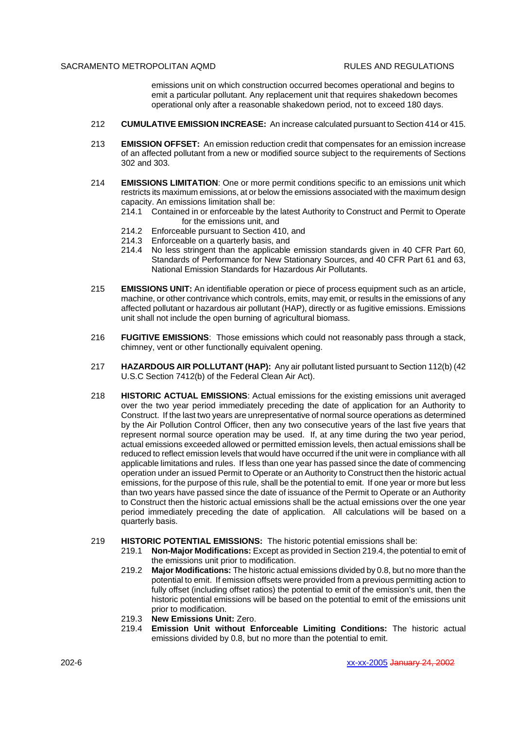emissions unit on which construction occurred becomes operational and begins to emit a particular pollutant. Any replacement unit that requires shakedown becomes operational only after a reasonable shakedown period, not to exceed 180 days.

212 **CUMULATIVE EMISSION INCREASE:** An increase calculated pursuant to Section 414 or 415.

213 **EMISSION OFFSET:** An emission reduction credit that compensates for an emission increase of an affected pollutant from a new or modified source subject to the requirements of Sections 302 and 303.

214 **EMISSIONS LIMITATION**: One or more permit conditions specific to an emissions unit which restricts its maximum emissions, at or below the emissions associated with the maximum design capacity. An emissions limitation shall be:

- 214.1 Contained in or enforceable by the latest Authority to Construct and Permit to Operate for the emissions unit, and
- 214.2 Enforceable pursuant to Section 410, and
- 214.3 Enforceable on a quarterly basis, and
- 214.4 No less stringent than the applicable emission standards given in 40 CFR Part 60, Standards of Performance for New Stationary Sources, and 40 CFR Part 61 and 63, National Emission Standards for Hazardous Air Pollutants.

215 **EMISSIONS UNIT:** An identifiable operation or piece of process equipment such as an article, machine, or other contrivance which controls, emits, may emit, or results in the emissions of any affected pollutant or hazardous air pollutant (HAP), directly or as fugitive emissions. Emissions unit shall not include the open burning of agricultural biomass.

216 **FUGITIVE EMISSIONS**: Those emissions which could not reasonably pass through a stack, chimney, vent or other functionally equivalent opening.

217 **HAZARDOUS AIR POLLUTANT (HAP):** Any air pollutant listed pursuant to Section 112(b) (42 U.S.C Section 7412(b) of the Federal Clean Air Act).

218 **HISTORIC ACTUAL EMISSIONS**: Actual emissions for the existing emissions unit averaged over the two year period immediately preceding the date of application for an Authority to Construct. If the last two years are unrepresentative of normal source operations as determined by the Air Pollution Control Officer, then any two consecutive years of the last five years that represent normal source operation may be used. If, at any time during the two year period, actual emissions exceeded allowed or permitted emission levels, then actual emissions shall be reduced to reflect emission levels that would have occurred if the unit were in compliance with all applicable limitations and rules. If less than one year has passed since the date of commencing operation under an issued Permit to Operate or an Authority to Construct then the historic actual emissions, for the purpose of this rule, shall be the potential to emit. If one year or more but less than two years have passed since the date of issuance of the Permit to Operate or an Authority to Construct then the historic actual emissions shall be the actual emissions over the one year period immediately preceding the date of application. All calculations will be based on a quarterly basis.

219 **HISTORIC POTENTIAL EMISSIONS:** The historic potential emissions shall be:

- 219.1 **Non-Major Modifications:** Except as provided in Section 219.4, the potential to emit of the emissions unit prior to modification.
- 219.2 **Major Modifications:** The historic actual emissions divided by 0.8, but no more than the potential to emit. If emission offsets were provided from a previous permitting action to fully offset (including offset ratios) the potential to emit of the emission's unit, then the historic potential emissions will be based on the potential to emit of the emissions unit prior to modification.
- 219.3 **New Emissions Unit:** Zero.
- 219.4 **Emission Unit without Enforceable Limiting Conditions:** The historic actual emissions divided by 0.8, but no more than the potential to emit.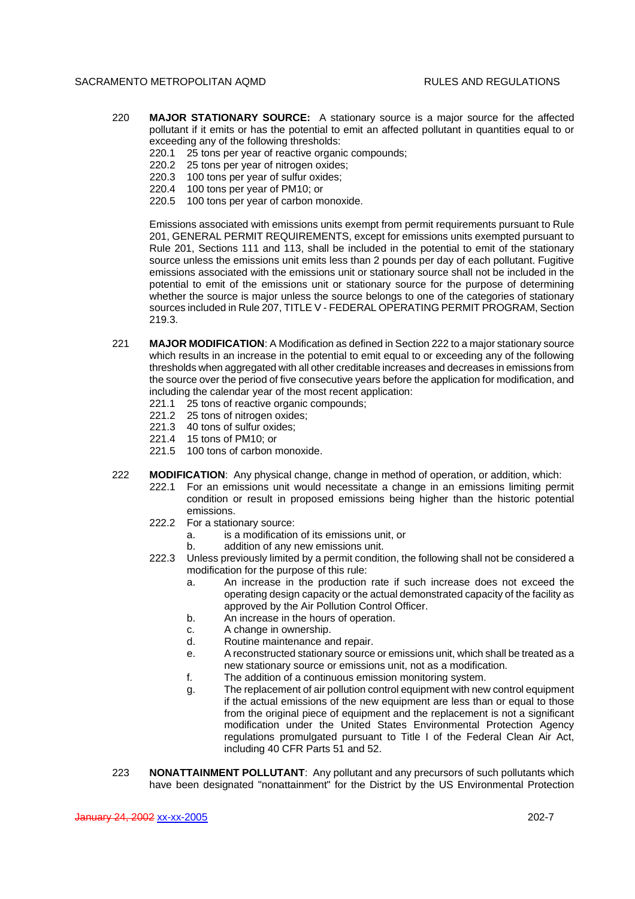220 **MAJOR STATIONARY SOURCE:** A stationary source is a major source for the affected pollutant if it emits or has the potential to emit an affected pollutant in quantities equal to or exceeding any of the following thresholds:

220.1 25 tons per year of reactive organic compounds;
220.2 25 tons per year of nitrogen oxides;
220.3 100 tons per year of sulfur oxides;
220.4 100 tons per year of PM10; or
220.5 100 tons per year of carbon monoxide.

Emissions associated with emissions units exempt from permit requirements pursuant to Rule 201, GENERAL PERMIT REQUIREMENTS, except for emissions units exempted pursuant to Rule 201, Sections 111 and 113, shall be included in the potential to emit of the stationary source unless the emissions unit emits less than 2 pounds per day of each pollutant. Fugitive emissions associated with the emissions unit or stationary source shall not be included in the potential to emit of the emissions unit or stationary source for the purpose of determining whether the source is major unless the source belongs to one of the categories of stationary sources included in Rule 207, TITLE V - FEDERAL OPERATING PERMIT PROGRAM, Section 219.3.

221 **MAJOR MODIFICATION**: A Modification as defined in Section 222 to a major stationary source which results in an increase in the potential to emit equal to or exceeding any of the following thresholds when aggregated with all other creditable increases and decreases in emissions from the source over the period of five consecutive years before the application for modification, and including the calendar year of the most recent application:

221.1 25 tons of reactive organic compounds;
221.2 25 tons of nitrogen oxides;
221.3 40 tons of sulfur oxides;
221.4 15 tons of PM10; or
221.5 100 tons of carbon monoxide.

222 **MODIFICATION**: Any physical change, change in method of operation, or addition, which:

222.1 For an emissions unit would necessitate a change in an emissions limiting permit condition or result in proposed emissions being higher than the historic potential emissions.

222.2 For a stationary source:

a. is a modification of its emissions unit, or
b. addition of any new emissions unit.

222.3 Unless previously limited by a permit condition, the following shall not be considered a modification for the purpose of this rule:

a. An increase in the production rate if such increase does not exceed the operating design capacity or the actual demonstrated capacity of the facility as approved by the Air Pollution Control Officer.
b. An increase in the hours of operation.
c. A change in ownership.
d. Routine maintenance and repair.
e. A reconstructed stationary source or emissions unit, which shall be treated as a new stationary source or emissions unit, not as a modification.
f. The addition of a continuous emission monitoring system.
g. The replacement of air pollution control equipment with new control equipment if the actual emissions of the new equipment are less than or equal to those from the original piece of equipment and the replacement is not a significant modification under the United States Environmental Protection Agency regulations promulgated pursuant to Title I of the Federal Clean Air Act, including 40 CFR Parts 51 and 52.

223 **NONATTAINMENT POLLUTANT**: Any pollutant and any precursors of such pollutants which have been designated "nonattainment" for the District by the US Environmental Protection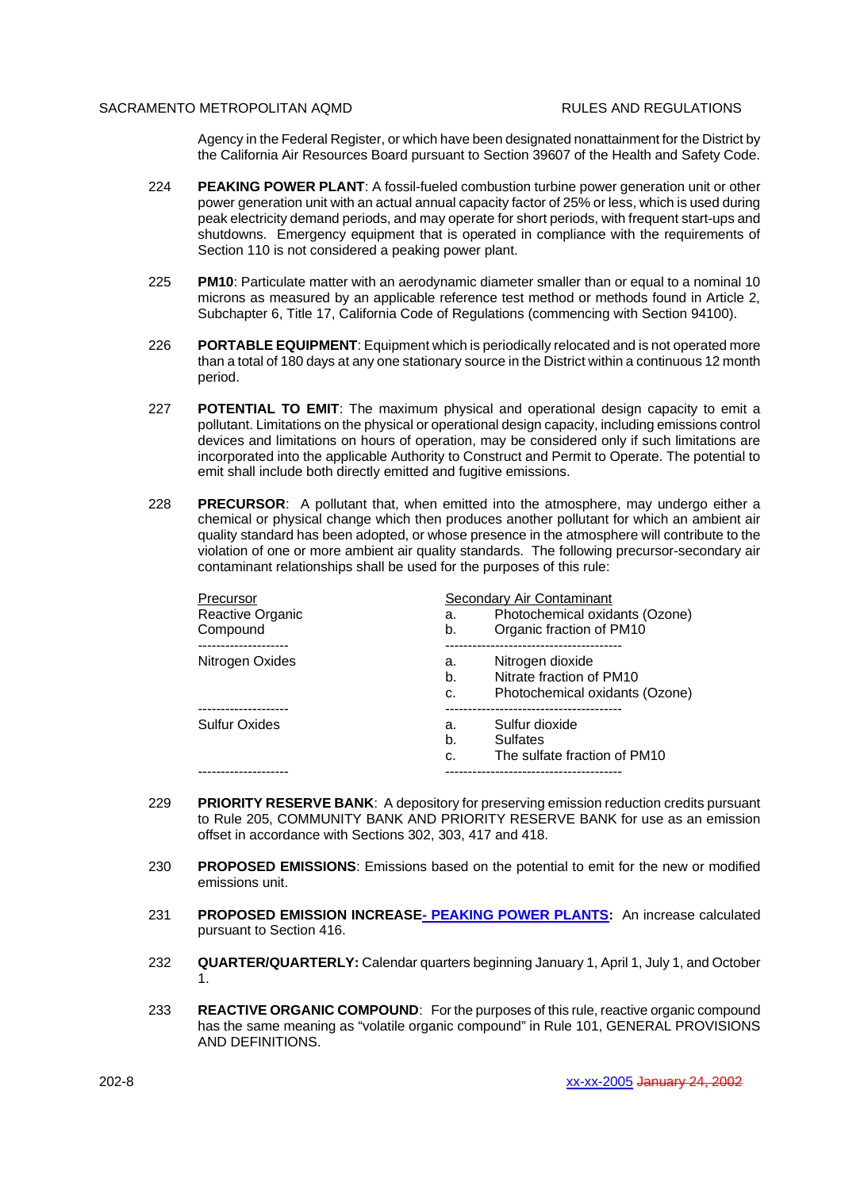Agency in the Federal Register, or which have been designated nonattainment for the District by the California Air Resources Board pursuant to Section 39607 of the Health and Safety Code.

224 **PEAKING POWER PLANT**: A fossil-fueled combustion turbine power generation unit or other power generation unit with an actual annual capacity factor of 25% or less, which is used during peak electricity demand periods, and may operate for short periods, with frequent start-ups and shutdowns. Emergency equipment that is operated in compliance with the requirements of Section 110 is not considered a peaking power plant.

225 **PM10**: Particulate matter with an aerodynamic diameter smaller than or equal to a nominal 10 microns as measured by an applicable reference test method or methods found in Article 2, Subchapter 6, Title 17, California Code of Regulations (commencing with Section 94100).

226 **PORTABLE EQUIPMENT**: Equipment which is periodically relocated and is not operated more than a total of 180 days at any one stationary source in the District within a continuous 12 month period.

227 **POTENTIAL TO EMIT**: The maximum physical and operational design capacity to emit a pollutant. Limitations on the physical or operational design capacity, including emissions control devices and limitations on hours of operation, may be considered only if such limitations are incorporated into the applicable Authority to Construct and Permit to Operate. The potential to emit shall include both directly emitted and fugitive emissions.

228 **PRECURSOR**: A pollutant that, when emitted into the atmosphere, may undergo either a chemical or physical change which then produces another pollutant for which an ambient air quality standard has been adopted, or whose presence in the atmosphere will contribute to the violation of one or more ambient air quality standards. The following precursor-secondary air contaminant relationships shall be used for the purposes of this rule:

| Precursor | Secondary Air Contaminant |
|---|---|
| Reactive Organic Compound | a. Photochemical oxidants (Ozone)<br>b. Organic fraction of PM10 |
| Nitrogen Oxides | a. Nitrogen dioxide<br>b. Nitrate fraction of PM10<br>c. Photochemical oxidants (Ozone) |
| Sulfur Oxides | a. Sulfur dioxide<br>b. Sulfates<br>c. The sulfate fraction of PM10 |

229 **PRIORITY RESERVE BANK**: A depository for preserving emission reduction credits pursuant to Rule 205, COMMUNITY BANK AND PRIORITY RESERVE BANK for use as an emission offset in accordance with Sections 302, 303, 417 and 418.

230 **PROPOSED EMISSIONS**: Emissions based on the potential to emit for the new or modified emissions unit.

231 **PROPOSED EMISSION INCREASE- PEAKING POWER PLANTS:** An increase calculated pursuant to Section 416.

232 **QUARTER/QUARTERLY:** Calendar quarters beginning January 1, April 1, July 1, and October 1.

233 **REACTIVE ORGANIC COMPOUND**: For the purposes of this rule, reactive organic compound has the same meaning as "volatile organic compound" in Rule 101, GENERAL PROVISIONS AND DEFINITIONS.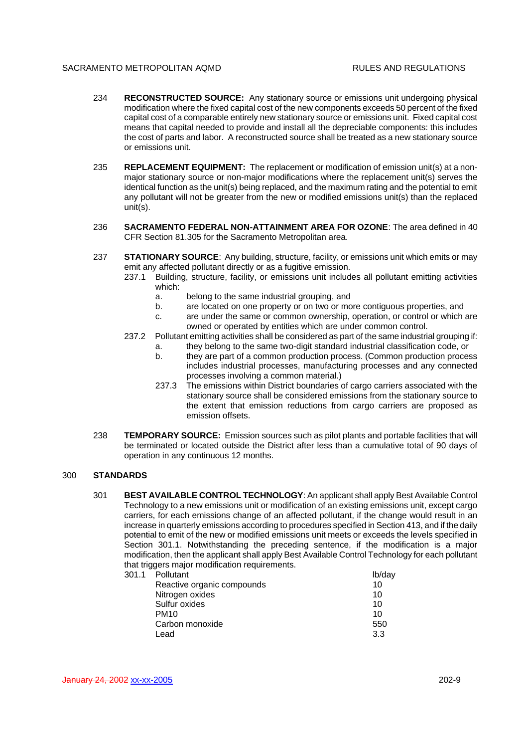234 **RECONSTRUCTED SOURCE:** Any stationary source or emissions unit undergoing physical modification where the fixed capital cost of the new components exceeds 50 percent of the fixed capital cost of a comparable entirely new stationary source or emissions unit. Fixed capital cost means that capital needed to provide and install all the depreciable components: this includes the cost of parts and labor. A reconstructed source shall be treated as a new stationary source or emissions unit.

235 **REPLACEMENT EQUIPMENT:** The replacement or modification of emission unit(s) at a non-major stationary source or non-major modifications where the replacement unit(s) serves the identical function as the unit(s) being replaced, and the maximum rating and the potential to emit any pollutant will not be greater from the new or modified emissions unit(s) than the replaced unit(s).

236 **SACRAMENTO FEDERAL NON-ATTAINMENT AREA FOR OZONE**: The area defined in 40 CFR Section 81.305 for the Sacramento Metropolitan area.

237 **STATIONARY SOURCE**: Any building, structure, facility, or emissions unit which emits or may emit any affected pollutant directly or as a fugitive emission.

237.1 Building, structure, facility, or emissions unit includes all pollutant emitting activities which:

a. belong to the same industrial grouping, and

b. are located on one property or on two or more contiguous properties, and

c. are under the same or common ownership, operation, or control or which are owned or operated by entities which are under common control.

237.2 Pollutant emitting activities shall be considered as part of the same industrial grouping if:

a. they belong to the same two-digit standard industrial classification code, or

b. they are part of a common production process. (Common production process includes industrial processes, manufacturing processes and any connected processes involving a common material.)

237.3 The emissions within District boundaries of cargo carriers associated with the stationary source shall be considered emissions from the stationary source to the extent that emission reductions from cargo carriers are proposed as emission offsets.

238 **TEMPORARY SOURCE:** Emission sources such as pilot plants and portable facilities that will be terminated or located outside the District after less than a cumulative total of 90 days of operation in any continuous 12 months.

## 300 STANDARDS

301 **BEST AVAILABLE CONTROL TECHNOLOGY**: An applicant shall apply Best Available Control Technology to a new emissions unit or modification of an existing emissions unit, except cargo carriers, for each emissions change of an affected pollutant, if the change would result in an increase in quarterly emissions according to procedures specified in Section 413, and if the daily potential to emit of the new or modified emissions unit meets or exceeds the levels specified in Section 301.1. Notwithstanding the preceding sentence, if the modification is a major modification, then the applicant shall apply Best Available Control Technology for each pollutant that triggers major modification requirements.

301.1

| Pollutant | lb/day |
|---|---|
| Reactive organic compounds | 10 |
| Nitrogen oxides | 10 |
| Sulfur oxides | 10 |
| PM10 | 10 |
| Carbon monoxide | 550 |
| Lead | 3.3 |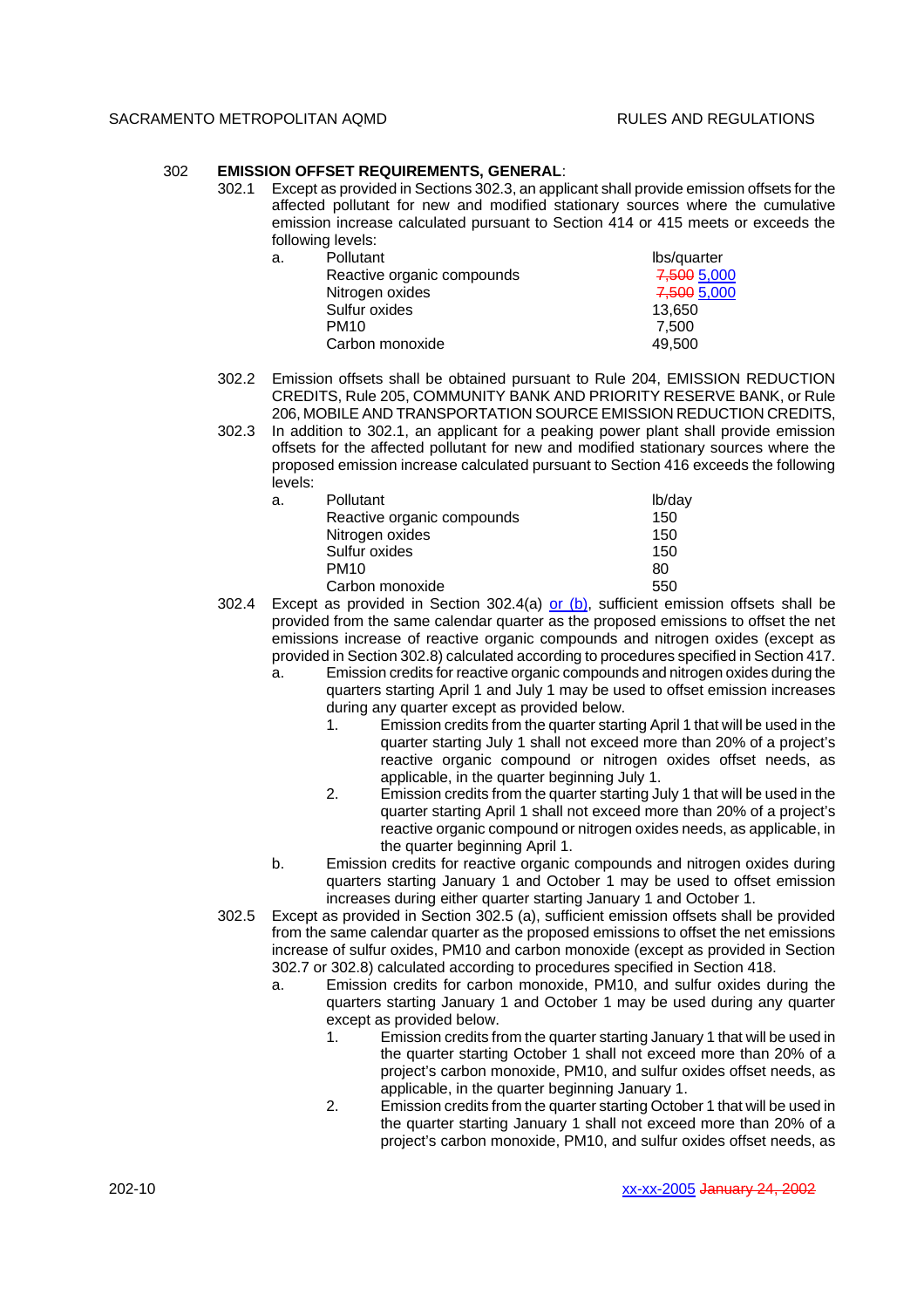302 **EMISSION OFFSET REQUIREMENTS, GENERAL**:

302.1 Except as provided in Sections 302.3, an applicant shall provide emission offsets for the affected pollutant for new and modified stationary sources where the cumulative emission increase calculated pursuant to Section 414 or 415 meets or exceeds the following levels:

a.

| Pollutant | lbs/quarter |
|---|---|
| Reactive organic compounds | ~~7,500~~ 5,000 |
| Nitrogen oxides | ~~7,500~~ 5,000 |
| Sulfur oxides | 13,650 |
| PM10 | 7,500 |
| Carbon monoxide | 49,500 |

302.2 Emission offsets shall be obtained pursuant to Rule 204, EMISSION REDUCTION CREDITS, Rule 205, COMMUNITY BANK AND PRIORITY RESERVE BANK, or Rule 206, MOBILE AND TRANSPORTATION SOURCE EMISSION REDUCTION CREDITS,

302.3 In addition to 302.1, an applicant for a peaking power plant shall provide emission offsets for the affected pollutant for new and modified stationary sources where the proposed emission increase calculated pursuant to Section 416 exceeds the following levels:

a.

| Pollutant | lb/day |
|---|---|
| Reactive organic compounds | 150 |
| Nitrogen oxides | 150 |
| Sulfur oxides | 150 |
| PM10 | 80 |
| Carbon monoxide | 550 |

302.4 Except as provided in Section 302.4(a) or (b), sufficient emission offsets shall be provided from the same calendar quarter as the proposed emissions to offset the net emissions increase of reactive organic compounds and nitrogen oxides (except as provided in Section 302.8) calculated according to procedures specified in Section 417.

a. Emission credits for reactive organic compounds and nitrogen oxides during the quarters starting April 1 and July 1 may be used to offset emission increases during any quarter except as provided below.

1. Emission credits from the quarter starting April 1 that will be used in the quarter starting July 1 shall not exceed more than 20% of a project's reactive organic compound or nitrogen oxides offset needs, as applicable, in the quarter beginning July 1.

2. Emission credits from the quarter starting July 1 that will be used in the quarter starting April 1 shall not exceed more than 20% of a project's reactive organic compound or nitrogen oxides needs, as applicable, in the quarter beginning April 1.

b. Emission credits for reactive organic compounds and nitrogen oxides during quarters starting January 1 and October 1 may be used to offset emission increases during either quarter starting January 1 and October 1.

302.5 Except as provided in Section 302.5 (a), sufficient emission offsets shall be provided from the same calendar quarter as the proposed emissions to offset the net emissions increase of sulfur oxides, PM10 and carbon monoxide (except as provided in Section 302.7 or 302.8) calculated according to procedures specified in Section 418.

a. Emission credits for carbon monoxide, PM10, and sulfur oxides during the quarters starting January 1 and October 1 may be used during any quarter except as provided below.

1. Emission credits from the quarter starting January 1 that will be used in the quarter starting October 1 shall not exceed more than 20% of a project's carbon monoxide, PM10, and sulfur oxides offset needs, as applicable, in the quarter beginning January 1.

2. Emission credits from the quarter starting October 1 that will be used in the quarter starting January 1 shall not exceed more than 20% of a project's carbon monoxide, PM10, and sulfur oxides offset needs, as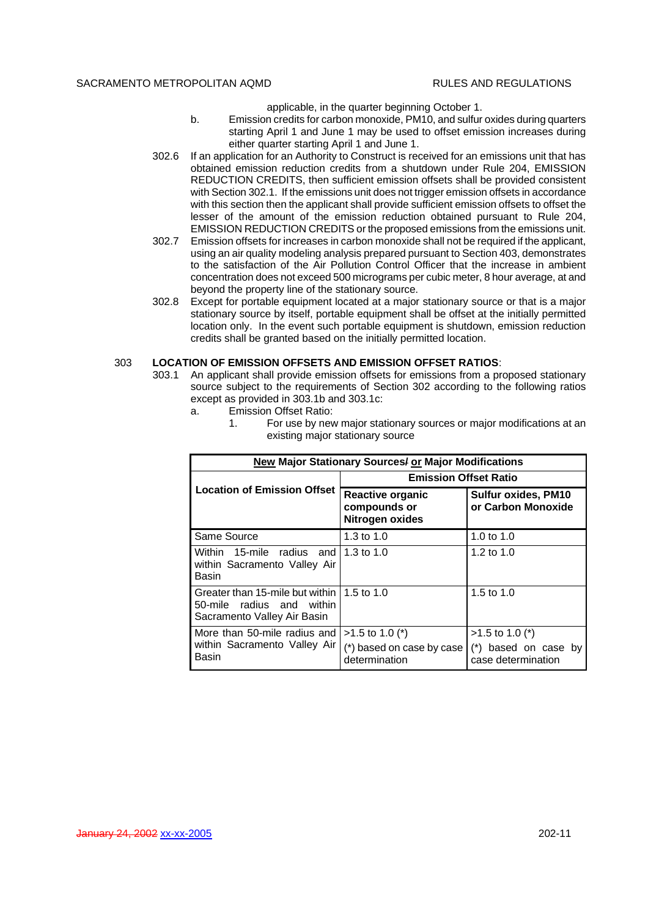applicable, in the quarter beginning October 1.

b. Emission credits for carbon monoxide, PM10, and sulfur oxides during quarters starting April 1 and June 1 may be used to offset emission increases during either quarter starting April 1 and June 1.

302.6 If an application for an Authority to Construct is received for an emissions unit that has obtained emission reduction credits from a shutdown under Rule 204, EMISSION REDUCTION CREDITS, then sufficient emission offsets shall be provided consistent with Section 302.1. If the emissions unit does not trigger emission offsets in accordance with this section then the applicant shall provide sufficient emission offsets to offset the lesser of the amount of the emission reduction obtained pursuant to Rule 204, EMISSION REDUCTION CREDITS or the proposed emissions from the emissions unit.

302.7 Emission offsets for increases in carbon monoxide shall not be required if the applicant, using an air quality modeling analysis prepared pursuant to Section 403, demonstrates to the satisfaction of the Air Pollution Control Officer that the increase in ambient concentration does not exceed 500 micrograms per cubic meter, 8 hour average, at and beyond the property line of the stationary source.

302.8 Except for portable equipment located at a major stationary source or that is a major stationary source by itself, portable equipment shall be offset at the initially permitted location only. In the event such portable equipment is shutdown, emission reduction credits shall be granted based on the initially permitted location.

## 303 LOCATION OF EMISSION OFFSETS AND EMISSION OFFSET RATIOS:

303.1 An applicant shall provide emission offsets for emissions from a proposed stationary source subject to the requirements of Section 302 according to the following ratios except as provided in 303.1b and 303.1c:

a. Emission Offset Ratio:

1. For use by new major stationary sources or major modifications at an existing major stationary source

| New Major Stationary Sources/ or Major Modifications | | |
|---|---|---|
| **Location of Emission Offset** | **Emission Offset Ratio** | |
| | **Reactive organic compounds or Nitrogen oxides** | **Sulfur oxides, PM10 or Carbon Monoxide** |
| Same Source | 1.3 to 1.0 | 1.0 to 1.0 |
| Within 15-mile radius and within Sacramento Valley Air Basin | 1.3 to 1.0 | 1.2 to 1.0 |
| Greater than 15-mile but within 50-mile radius and within Sacramento Valley Air Basin | 1.5 to 1.0 | 1.5 to 1.0 |
| More than 50-mile radius and within Sacramento Valley Air Basin | >1.5 to 1.0 (*) (*) based on case by case determination | >1.5 to 1.0 (*) (*) based on case by case determination |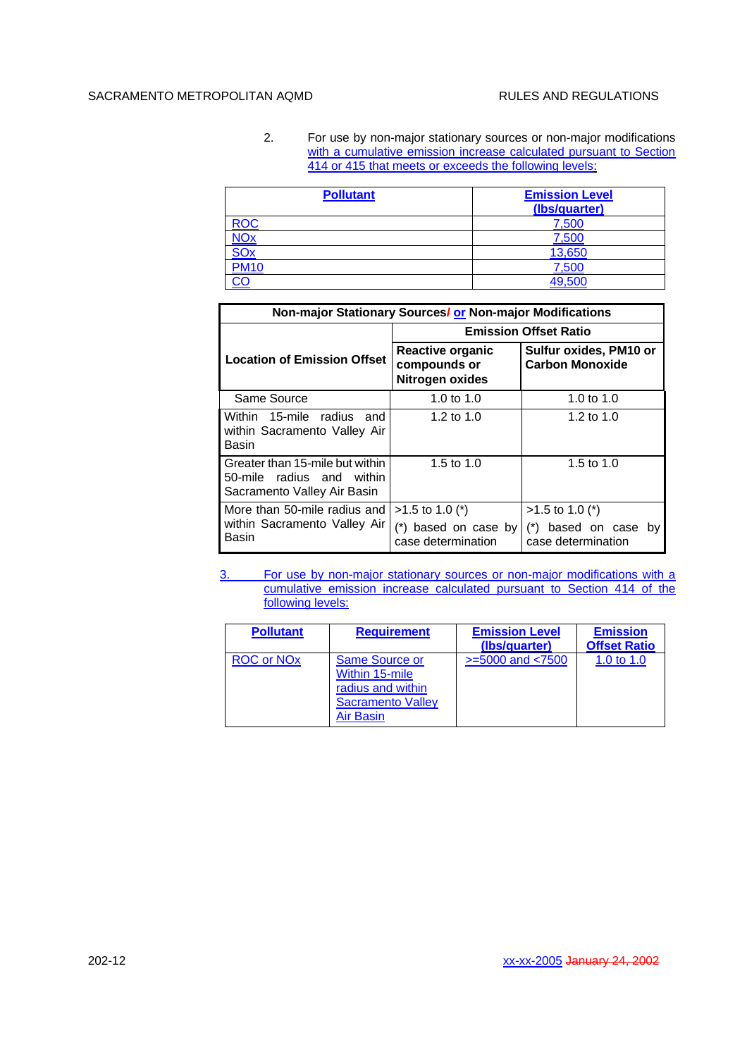2. For use by non-major stationary sources or non-major modifications with a cumulative emission increase calculated pursuant to Section 414 or 415 that meets or exceeds the following levels:

| **Pollutant** | **Emission Level (lbs/quarter)** |
|---|---|
| ROC | 7,500 |
| NOx | 7,500 |
| SOx | 13,650 |
| PM10 | 7,500 |
| CO | 49,500 |

| **Non-major Stationary Sources/ or Non-major Modifications** | | |
|---|---|---|
| **Location of Emission Offset** | **Emission Offset Ratio** | |
| | **Reactive organic compounds or Nitrogen oxides** | **Sulfur oxides, PM10 or Carbon Monoxide** |
| Same Source | 1.0 to 1.0 | 1.0 to 1.0 |
| Within 15-mile radius and within Sacramento Valley Air Basin | 1.2 to 1.0 | 1.2 to 1.0 |
| Greater than 15-mile but within 50-mile radius and within Sacramento Valley Air Basin | 1.5 to 1.0 | 1.5 to 1.0 |
| More than 50-mile radius and within Sacramento Valley Air Basin | >1.5 to 1.0 (*) (*) based on case by case determination | >1.5 to 1.0 (*) (*) based on case by case determination |

3. For use by non-major stationary sources or non-major modifications with a cumulative emission increase calculated pursuant to Section 414 of the following levels:

| **Pollutant** | **Requirement** | **Emission Level (lbs/quarter)** | **Emission Offset Ratio** |
|---|---|---|---|
| ROC or NOx | Same Source or Within 15-mile radius and within Sacramento Valley Air Basin | >=5000 and <7500 | 1.0 to 1.0 |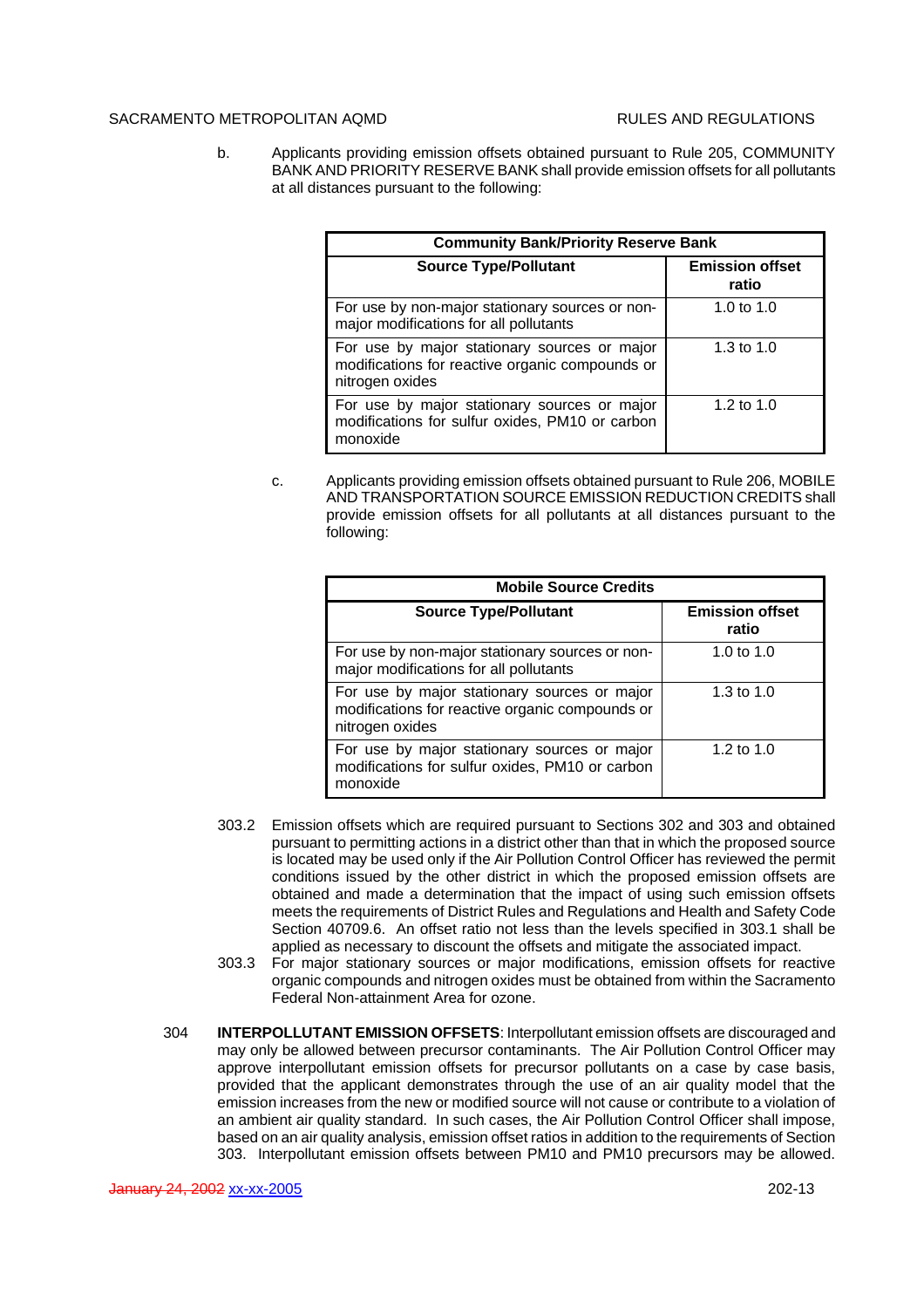b. Applicants providing emission offsets obtained pursuant to Rule 205, COMMUNITY BANK AND PRIORITY RESERVE BANK shall provide emission offsets for all pollutants at all distances pursuant to the following:

| Community Bank/Priority Reserve Bank | |
|---|---|
| **Source Type/Pollutant** | **Emission offset ratio** |
| For use by non-major stationary sources or non-major modifications for all pollutants | 1.0 to 1.0 |
| For use by major stationary sources or major modifications for reactive organic compounds or nitrogen oxides | 1.3 to 1.0 |
| For use by major stationary sources or major modifications for sulfur oxides, PM10 or carbon monoxide | 1.2 to 1.0 |

c. Applicants providing emission offsets obtained pursuant to Rule 206, MOBILE AND TRANSPORTATION SOURCE EMISSION REDUCTION CREDITS shall provide emission offsets for all pollutants at all distances pursuant to the following:

| Mobile Source Credits | |
|---|---|
| **Source Type/Pollutant** | **Emission offset ratio** |
| For use by non-major stationary sources or non-major modifications for all pollutants | 1.0 to 1.0 |
| For use by major stationary sources or major modifications for reactive organic compounds or nitrogen oxides | 1.3 to 1.0 |
| For use by major stationary sources or major modifications for sulfur oxides, PM10 or carbon monoxide | 1.2 to 1.0 |

303.2 Emission offsets which are required pursuant to Sections 302 and 303 and obtained pursuant to permitting actions in a district other than that in which the proposed source is located may be used only if the Air Pollution Control Officer has reviewed the permit conditions issued by the other district in which the proposed emission offsets are obtained and made a determination that the impact of using such emission offsets meets the requirements of District Rules and Regulations and Health and Safety Code Section 40709.6. An offset ratio not less than the levels specified in 303.1 shall be applied as necessary to discount the offsets and mitigate the associated impact.

303.3 For major stationary sources or major modifications, emission offsets for reactive organic compounds and nitrogen oxides must be obtained from within the Sacramento Federal Non-attainment Area for ozone.

304 **INTERPOLLUTANT EMISSION OFFSETS**: Interpollutant emission offsets are discouraged and may only be allowed between precursor contaminants. The Air Pollution Control Officer may approve interpollutant emission offsets for precursor pollutants on a case by case basis, provided that the applicant demonstrates through the use of an air quality model that the emission increases from the new or modified source will not cause or contribute to a violation of an ambient air quality standard. In such cases, the Air Pollution Control Officer shall impose, based on an air quality analysis, emission offset ratios in addition to the requirements of Section 303. Interpollutant emission offsets between PM10 and PM10 precursors may be allowed.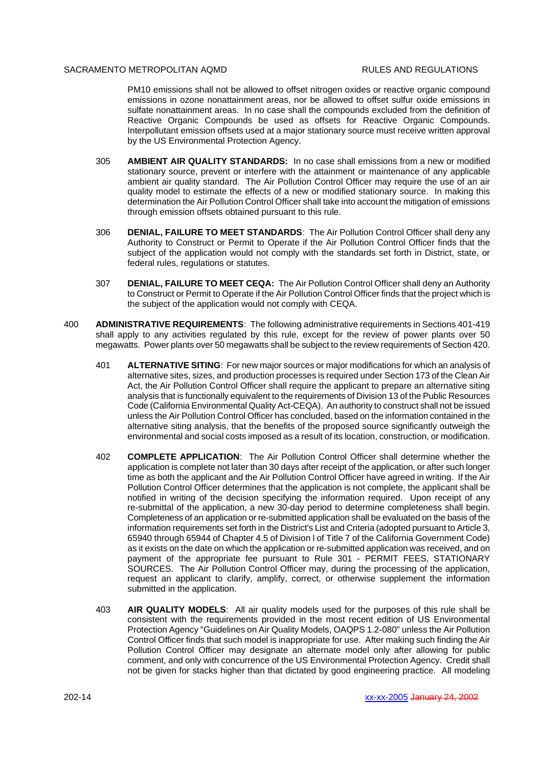PM10 emissions shall not be allowed to offset nitrogen oxides or reactive organic compound emissions in ozone nonattainment areas, nor be allowed to offset sulfur oxide emissions in sulfate nonattainment areas. In no case shall the compounds excluded from the definition of Reactive Organic Compounds be used as offsets for Reactive Organic Compounds. Interpollutant emission offsets used at a major stationary source must receive written approval by the US Environmental Protection Agency.

305 **AMBIENT AIR QUALITY STANDARDS:** In no case shall emissions from a new or modified stationary source, prevent or interfere with the attainment or maintenance of any applicable ambient air quality standard. The Air Pollution Control Officer may require the use of an air quality model to estimate the effects of a new or modified stationary source. In making this determination the Air Pollution Control Officer shall take into account the mitigation of emissions through emission offsets obtained pursuant to this rule.

306 **DENIAL, FAILURE TO MEET STANDARDS**: The Air Pollution Control Officer shall deny any Authority to Construct or Permit to Operate if the Air Pollution Control Officer finds that the subject of the application would not comply with the standards set forth in District, state, or federal rules, regulations or statutes.

307 **DENIAL, FAILURE TO MEET CEQA:** The Air Pollution Control Officer shall deny an Authority to Construct or Permit to Operate if the Air Pollution Control Officer finds that the project which is the subject of the application would not comply with CEQA.

400 **ADMINISTRATIVE REQUIREMENTS**: The following administrative requirements in Sections 401-419 shall apply to any activities regulated by this rule, except for the review of power plants over 50 megawatts. Power plants over 50 megawatts shall be subject to the review requirements of Section 420.

401 **ALTERNATIVE SITING**: For new major sources or major modifications for which an analysis of alternative sites, sizes, and production processes is required under Section 173 of the Clean Air Act, the Air Pollution Control Officer shall require the applicant to prepare an alternative siting analysis that is functionally equivalent to the requirements of Division 13 of the Public Resources Code (California Environmental Quality Act-CEQA). An authority to construct shall not be issued unless the Air Pollution Control Officer has concluded, based on the information contained in the alternative siting analysis, that the benefits of the proposed source significantly outweigh the environmental and social costs imposed as a result of its location, construction, or modification.

402 **COMPLETE APPLICATION**: The Air Pollution Control Officer shall determine whether the application is complete not later than 30 days after receipt of the application, or after such longer time as both the applicant and the Air Pollution Control Officer have agreed in writing. If the Air Pollution Control Officer determines that the application is not complete, the applicant shall be notified in writing of the decision specifying the information required. Upon receipt of any re-submittal of the application, a new 30-day period to determine completeness shall begin. Completeness of an application or re-submitted application shall be evaluated on the basis of the information requirements set forth in the District's List and Criteria (adopted pursuant to Article 3, 65940 through 65944 of Chapter 4.5 of Division l of Title 7 of the California Government Code) as it exists on the date on which the application or re-submitted application was received, and on payment of the appropriate fee pursuant to Rule 301 - PERMIT FEES, STATIONARY SOURCES. The Air Pollution Control Officer may, during the processing of the application, request an applicant to clarify, amplify, correct, or otherwise supplement the information submitted in the application.

403 **AIR QUALITY MODELS**: All air quality models used for the purposes of this rule shall be consistent with the requirements provided in the most recent edition of US Environmental Protection Agency "Guidelines on Air Quality Models, OAQPS 1.2-080" unless the Air Pollution Control Officer finds that such model is inappropriate for use. After making such finding the Air Pollution Control Officer may designate an alternate model only after allowing for public comment, and only with concurrence of the US Environmental Protection Agency. Credit shall not be given for stacks higher than that dictated by good engineering practice. All modeling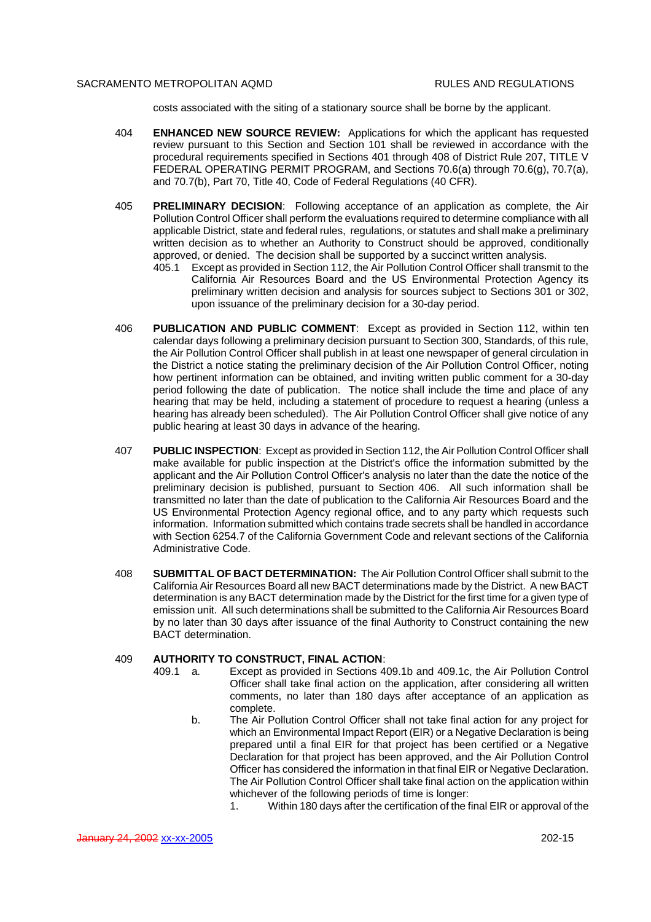costs associated with the siting of a stationary source shall be borne by the applicant.

404 **ENHANCED NEW SOURCE REVIEW:** Applications for which the applicant has requested review pursuant to this Section and Section 101 shall be reviewed in accordance with the procedural requirements specified in Sections 401 through 408 of District Rule 207, TITLE V FEDERAL OPERATING PERMIT PROGRAM, and Sections 70.6(a) through 70.6(g), 70.7(a), and 70.7(b), Part 70, Title 40, Code of Federal Regulations (40 CFR).

405 **PRELIMINARY DECISION**: Following acceptance of an application as complete, the Air Pollution Control Officer shall perform the evaluations required to determine compliance with all applicable District, state and federal rules, regulations, or statutes and shall make a preliminary written decision as to whether an Authority to Construct should be approved, conditionally approved, or denied. The decision shall be supported by a succinct written analysis.

405.1 Except as provided in Section 112, the Air Pollution Control Officer shall transmit to the California Air Resources Board and the US Environmental Protection Agency its preliminary written decision and analysis for sources subject to Sections 301 or 302, upon issuance of the preliminary decision for a 30-day period.

406 **PUBLICATION AND PUBLIC COMMENT**: Except as provided in Section 112, within ten calendar days following a preliminary decision pursuant to Section 300, Standards, of this rule, the Air Pollution Control Officer shall publish in at least one newspaper of general circulation in the District a notice stating the preliminary decision of the Air Pollution Control Officer, noting how pertinent information can be obtained, and inviting written public comment for a 30-day period following the date of publication. The notice shall include the time and place of any hearing that may be held, including a statement of procedure to request a hearing (unless a hearing has already been scheduled). The Air Pollution Control Officer shall give notice of any public hearing at least 30 days in advance of the hearing.

407 **PUBLIC INSPECTION**: Except as provided in Section 112, the Air Pollution Control Officer shall make available for public inspection at the District's office the information submitted by the applicant and the Air Pollution Control Officer's analysis no later than the date the notice of the preliminary decision is published, pursuant to Section 406. All such information shall be transmitted no later than the date of publication to the California Air Resources Board and the US Environmental Protection Agency regional office, and to any party which requests such information. Information submitted which contains trade secrets shall be handled in accordance with Section 6254.7 of the California Government Code and relevant sections of the California Administrative Code.

408 **SUBMITTAL OF BACT DETERMINATION:** The Air Pollution Control Officer shall submit to the California Air Resources Board all new BACT determinations made by the District. A new BACT determination is any BACT determination made by the District for the first time for a given type of emission unit. All such determinations shall be submitted to the California Air Resources Board by no later than 30 days after issuance of the final Authority to Construct containing the new BACT determination.

409 **AUTHORITY TO CONSTRUCT, FINAL ACTION**:

409.1 a. Except as provided in Sections 409.1b and 409.1c, the Air Pollution Control Officer shall take final action on the application, after considering all written comments, no later than 180 days after acceptance of an application as complete.

b. The Air Pollution Control Officer shall not take final action for any project for which an Environmental Impact Report (EIR) or a Negative Declaration is being prepared until a final EIR for that project has been certified or a Negative Declaration for that project has been approved, and the Air Pollution Control Officer has considered the information in that final EIR or Negative Declaration. The Air Pollution Control Officer shall take final action on the application within whichever of the following periods of time is longer:

1. Within 180 days after the certification of the final EIR or approval of the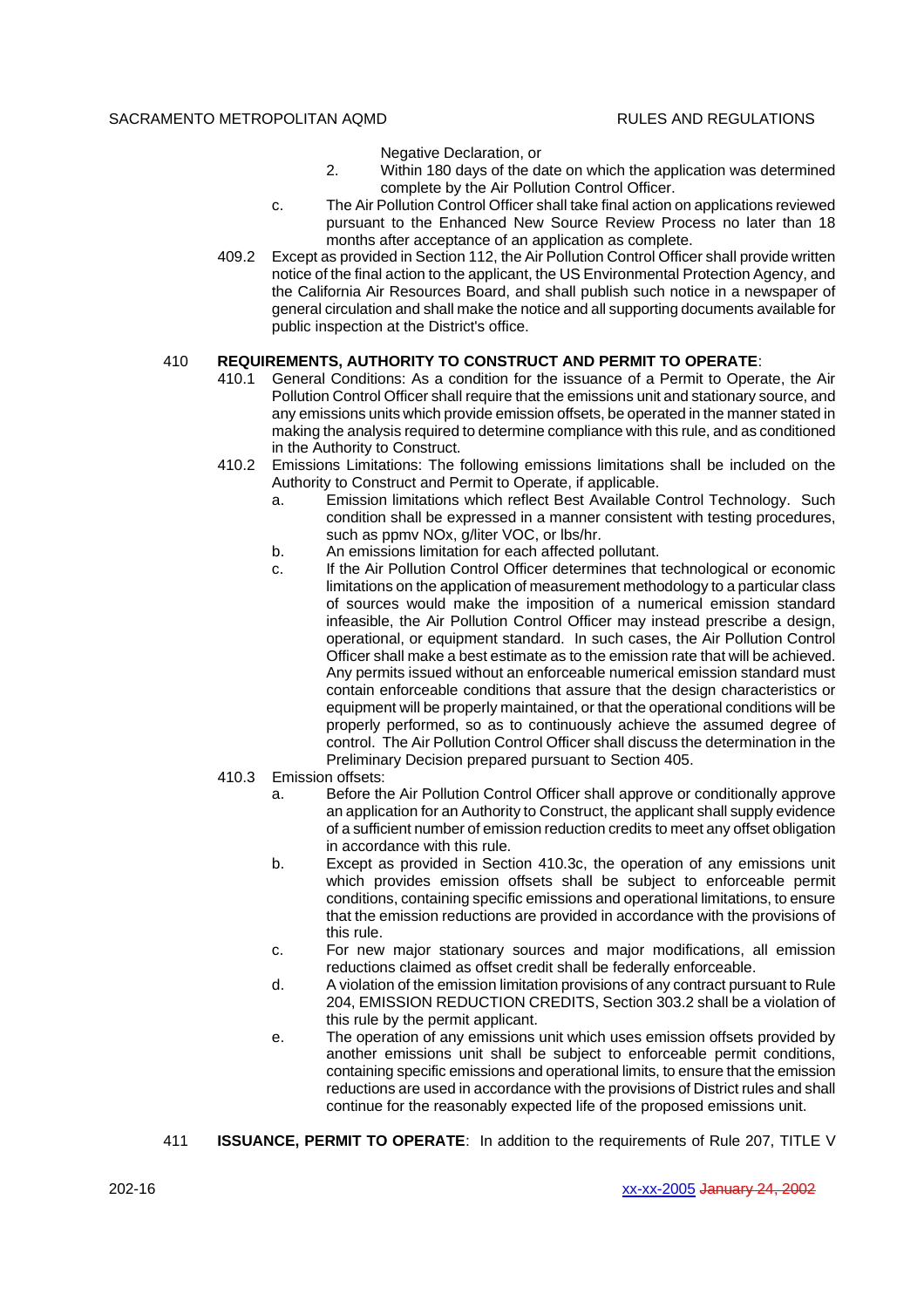Negative Declaration, or

2. Within 180 days of the date on which the application was determined complete by the Air Pollution Control Officer.

c. The Air Pollution Control Officer shall take final action on applications reviewed pursuant to the Enhanced New Source Review Process no later than 18 months after acceptance of an application as complete.

409.2 Except as provided in Section 112, the Air Pollution Control Officer shall provide written notice of the final action to the applicant, the US Environmental Protection Agency, and the California Air Resources Board, and shall publish such notice in a newspaper of general circulation and shall make the notice and all supporting documents available for public inspection at the District's office.

410 **REQUIREMENTS, AUTHORITY TO CONSTRUCT AND PERMIT TO OPERATE**:

410.1 General Conditions: As a condition for the issuance of a Permit to Operate, the Air Pollution Control Officer shall require that the emissions unit and stationary source, and any emissions units which provide emission offsets, be operated in the manner stated in making the analysis required to determine compliance with this rule, and as conditioned in the Authority to Construct.

410.2 Emissions Limitations: The following emissions limitations shall be included on the Authority to Construct and Permit to Operate, if applicable.

a. Emission limitations which reflect Best Available Control Technology. Such condition shall be expressed in a manner consistent with testing procedures, such as ppmv NOx, g/liter VOC, or lbs/hr.

b. An emissions limitation for each affected pollutant.

c. If the Air Pollution Control Officer determines that technological or economic limitations on the application of measurement methodology to a particular class of sources would make the imposition of a numerical emission standard infeasible, the Air Pollution Control Officer may instead prescribe a design, operational, or equipment standard. In such cases, the Air Pollution Control Officer shall make a best estimate as to the emission rate that will be achieved. Any permits issued without an enforceable numerical emission standard must contain enforceable conditions that assure that the design characteristics or equipment will be properly maintained, or that the operational conditions will be properly performed, so as to continuously achieve the assumed degree of control. The Air Pollution Control Officer shall discuss the determination in the Preliminary Decision prepared pursuant to Section 405.

410.3 Emission offsets:

a. Before the Air Pollution Control Officer shall approve or conditionally approve an application for an Authority to Construct, the applicant shall supply evidence of a sufficient number of emission reduction credits to meet any offset obligation in accordance with this rule.

b. Except as provided in Section 410.3c, the operation of any emissions unit which provides emission offsets shall be subject to enforceable permit conditions, containing specific emissions and operational limitations, to ensure that the emission reductions are provided in accordance with the provisions of this rule.

c. For new major stationary sources and major modifications, all emission reductions claimed as offset credit shall be federally enforceable.

d. A violation of the emission limitation provisions of any contract pursuant to Rule 204, EMISSION REDUCTION CREDITS, Section 303.2 shall be a violation of this rule by the permit applicant.

e. The operation of any emissions unit which uses emission offsets provided by another emissions unit shall be subject to enforceable permit conditions, containing specific emissions and operational limits, to ensure that the emission reductions are used in accordance with the provisions of District rules and shall continue for the reasonably expected life of the proposed emissions unit.

411 **ISSUANCE, PERMIT TO OPERATE**: In addition to the requirements of Rule 207, TITLE V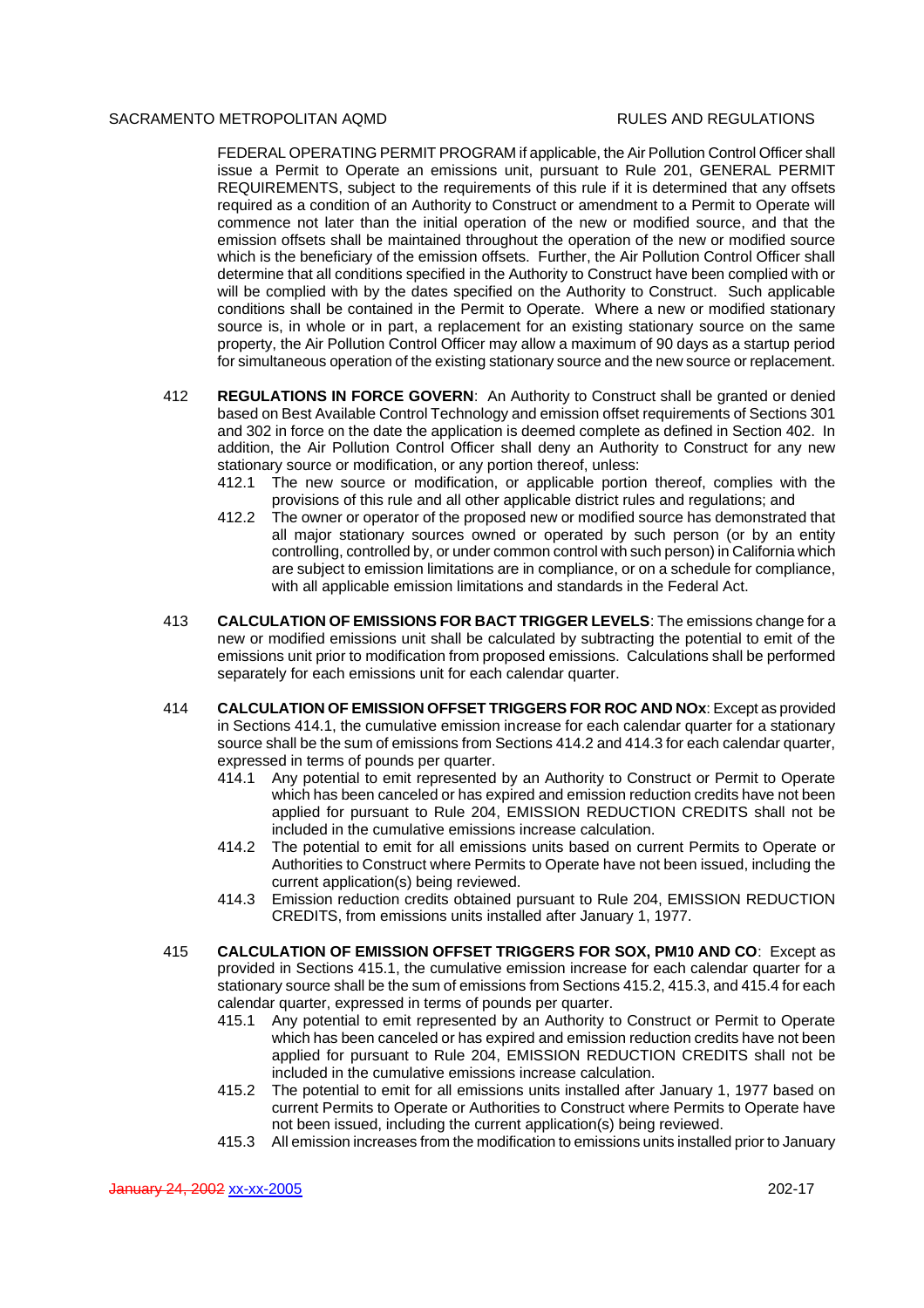FEDERAL OPERATING PERMIT PROGRAM if applicable, the Air Pollution Control Officer shall issue a Permit to Operate an emissions unit, pursuant to Rule 201, GENERAL PERMIT REQUIREMENTS, subject to the requirements of this rule if it is determined that any offsets required as a condition of an Authority to Construct or amendment to a Permit to Operate will commence not later than the initial operation of the new or modified source, and that the emission offsets shall be maintained throughout the operation of the new or modified source which is the beneficiary of the emission offsets. Further, the Air Pollution Control Officer shall determine that all conditions specified in the Authority to Construct have been complied with or will be complied with by the dates specified on the Authority to Construct. Such applicable conditions shall be contained in the Permit to Operate. Where a new or modified stationary source is, in whole or in part, a replacement for an existing stationary source on the same property, the Air Pollution Control Officer may allow a maximum of 90 days as a startup period for simultaneous operation of the existing stationary source and the new source or replacement.

412 **REGULATIONS IN FORCE GOVERN**: An Authority to Construct shall be granted or denied based on Best Available Control Technology and emission offset requirements of Sections 301 and 302 in force on the date the application is deemed complete as defined in Section 402. In addition, the Air Pollution Control Officer shall deny an Authority to Construct for any new stationary source or modification, or any portion thereof, unless:

- 412.1 The new source or modification, or applicable portion thereof, complies with the provisions of this rule and all other applicable district rules and regulations; and
- 412.2 The owner or operator of the proposed new or modified source has demonstrated that all major stationary sources owned or operated by such person (or by an entity controlling, controlled by, or under common control with such person) in California which are subject to emission limitations are in compliance, or on a schedule for compliance, with all applicable emission limitations and standards in the Federal Act.

413 **CALCULATION OF EMISSIONS FOR BACT TRIGGER LEVELS**: The emissions change for a new or modified emissions unit shall be calculated by subtracting the potential to emit of the emissions unit prior to modification from proposed emissions. Calculations shall be performed separately for each emissions unit for each calendar quarter.

414 **CALCULATION OF EMISSION OFFSET TRIGGERS FOR ROC AND NOx**: Except as provided in Sections 414.1, the cumulative emission increase for each calendar quarter for a stationary source shall be the sum of emissions from Sections 414.2 and 414.3 for each calendar quarter, expressed in terms of pounds per quarter.

- 414.1 Any potential to emit represented by an Authority to Construct or Permit to Operate which has been canceled or has expired and emission reduction credits have not been applied for pursuant to Rule 204, EMISSION REDUCTION CREDITS shall not be included in the cumulative emissions increase calculation.
- 414.2 The potential to emit for all emissions units based on current Permits to Operate or Authorities to Construct where Permits to Operate have not been issued, including the current application(s) being reviewed.
- 414.3 Emission reduction credits obtained pursuant to Rule 204, EMISSION REDUCTION CREDITS, from emissions units installed after January 1, 1977.

415 **CALCULATION OF EMISSION OFFSET TRIGGERS FOR SOX, PM10 AND CO**: Except as provided in Sections 415.1, the cumulative emission increase for each calendar quarter for a stationary source shall be the sum of emissions from Sections 415.2, 415.3, and 415.4 for each calendar quarter, expressed in terms of pounds per quarter.

- 415.1 Any potential to emit represented by an Authority to Construct or Permit to Operate which has been canceled or has expired and emission reduction credits have not been applied for pursuant to Rule 204, EMISSION REDUCTION CREDITS shall not be included in the cumulative emissions increase calculation.
- 415.2 The potential to emit for all emissions units installed after January 1, 1977 based on current Permits to Operate or Authorities to Construct where Permits to Operate have not been issued, including the current application(s) being reviewed.
- 415.3 All emission increases from the modification to emissions units installed prior to January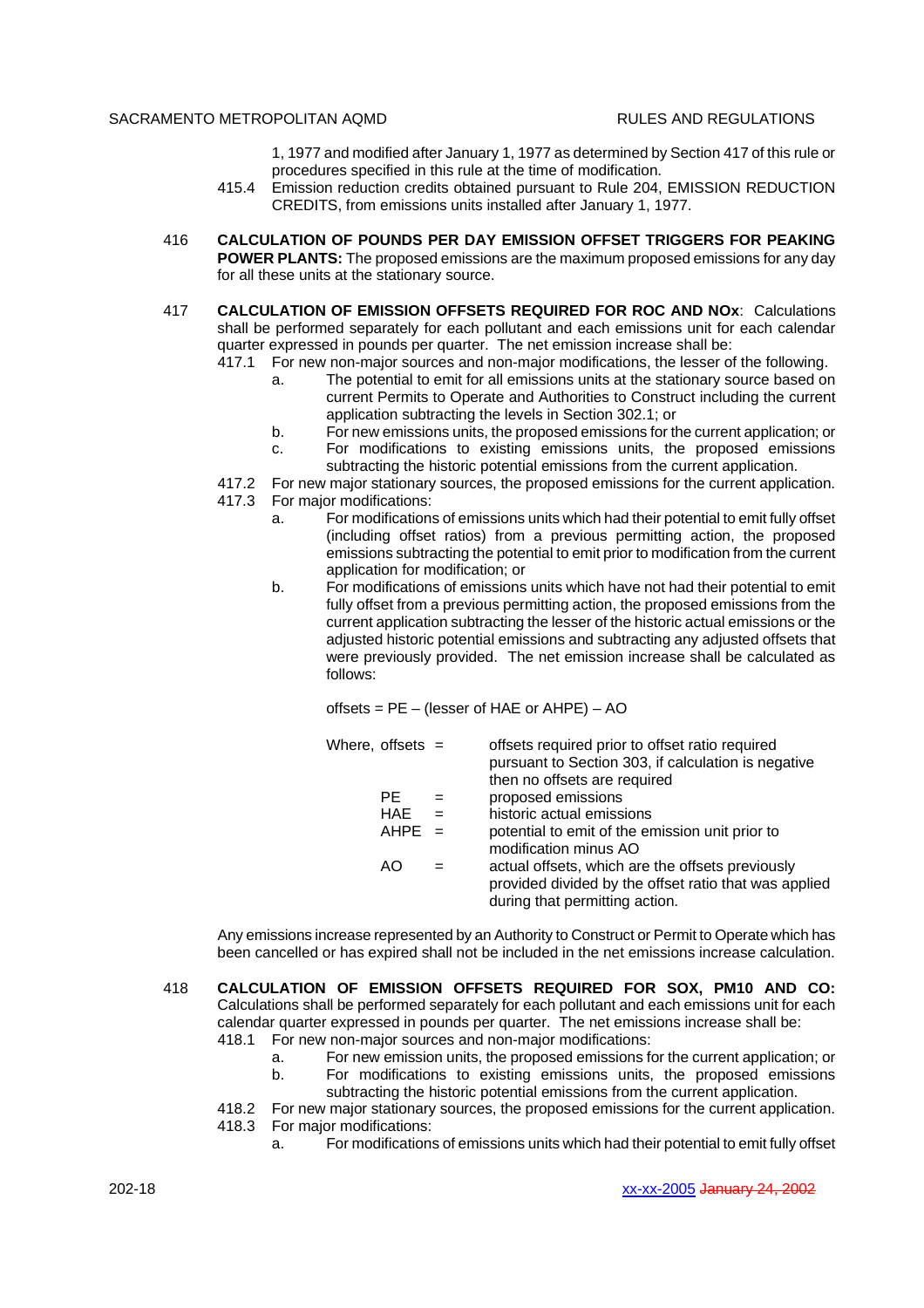1, 1977 and modified after January 1, 1977 as determined by Section 417 of this rule or procedures specified in this rule at the time of modification.

415.4 Emission reduction credits obtained pursuant to Rule 204, EMISSION REDUCTION CREDITS, from emissions units installed after January 1, 1977.

416 **CALCULATION OF POUNDS PER DAY EMISSION OFFSET TRIGGERS FOR PEAKING POWER PLANTS:** The proposed emissions are the maximum proposed emissions for any day for all these units at the stationary source.

417 **CALCULATION OF EMISSION OFFSETS REQUIRED FOR ROC AND NOx**: Calculations shall be performed separately for each pollutant and each emissions unit for each calendar quarter expressed in pounds per quarter. The net emission increase shall be:

417.1 For new non-major sources and non-major modifications, the lesser of the following.

a. The potential to emit for all emissions units at the stationary source based on current Permits to Operate and Authorities to Construct including the current application subtracting the levels in Section 302.1; or

b. For new emissions units, the proposed emissions for the current application; or

c. For modifications to existing emissions units, the proposed emissions subtracting the historic potential emissions from the current application.

417.2 For new major stationary sources, the proposed emissions for the current application.

417.3 For major modifications:

a. For modifications of emissions units which had their potential to emit fully offset (including offset ratios) from a previous permitting action, the proposed emissions subtracting the potential to emit prior to modification from the current application for modification; or

b. For modifications of emissions units which have not had their potential to emit fully offset from a previous permitting action, the proposed emissions from the current application subtracting the lesser of the historic actual emissions or the adjusted historic potential emissions and subtracting any adjusted offsets that were previously provided. The net emission increase shall be calculated as follows:

offsets = PE – (lesser of HAE or AHPE) – AO

Where, offsets = offsets required prior to offset ratio required pursuant to Section 303, if calculation is negative then no offsets are required

PE = proposed emissions

HAE = historic actual emissions

AHPE = potential to emit of the emission unit prior to modification minus AO

AO = actual offsets, which are the offsets previously provided divided by the offset ratio that was applied during that permitting action.

Any emissions increase represented by an Authority to Construct or Permit to Operate which has been cancelled or has expired shall not be included in the net emissions increase calculation.

418 **CALCULATION OF EMISSION OFFSETS REQUIRED FOR SOX, PM10 AND CO:** Calculations shall be performed separately for each pollutant and each emissions unit for each calendar quarter expressed in pounds per quarter. The net emissions increase shall be:

418.1 For new non-major sources and non-major modifications:

a. For new emission units, the proposed emissions for the current application; or

b. For modifications to existing emissions units, the proposed emissions subtracting the historic potential emissions from the current application.

418.2 For new major stationary sources, the proposed emissions for the current application.

418.3 For major modifications:

a. For modifications of emissions units which had their potential to emit fully offset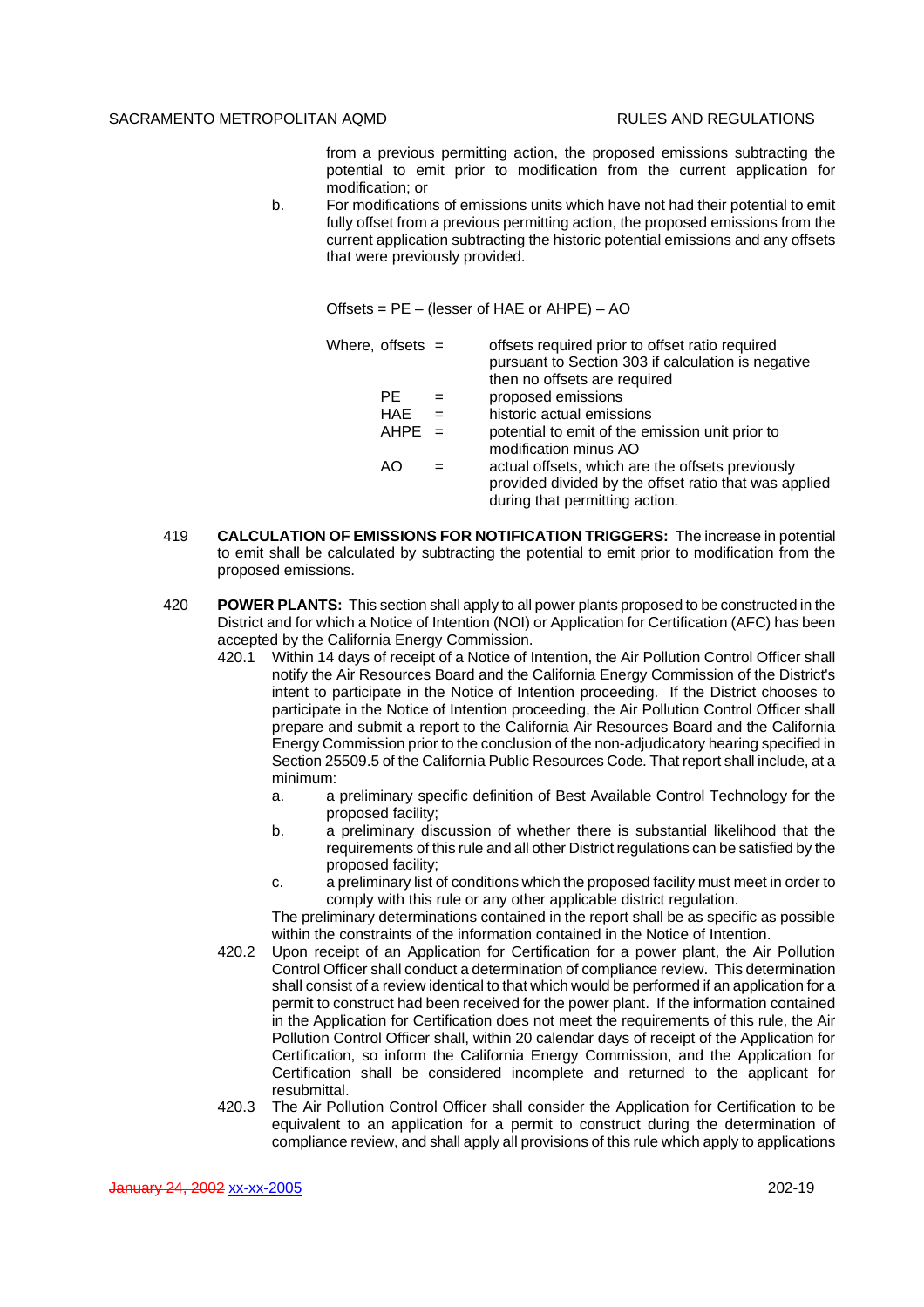from a previous permitting action, the proposed emissions subtracting the potential to emit prior to modification from the current application for modification; or

b. For modifications of emissions units which have not had their potential to emit fully offset from a previous permitting action, the proposed emissions from the current application subtracting the historic potential emissions and any offsets that were previously provided.

Offsets = PE – (lesser of HAE or AHPE) – AO

Where, offsets = offsets required prior to offset ratio required pursuant to Section 303 if calculation is negative then no offsets are required

PE = proposed emissions

HAE = historic actual emissions

AHPE = potential to emit of the emission unit prior to modification minus AO

AO = actual offsets, which are the offsets previously provided divided by the offset ratio that was applied during that permitting action.

419 **CALCULATION OF EMISSIONS FOR NOTIFICATION TRIGGERS:** The increase in potential to emit shall be calculated by subtracting the potential to emit prior to modification from the proposed emissions.

420 **POWER PLANTS:** This section shall apply to all power plants proposed to be constructed in the District and for which a Notice of Intention (NOI) or Application for Certification (AFC) has been accepted by the California Energy Commission.

420.1 Within 14 days of receipt of a Notice of Intention, the Air Pollution Control Officer shall notify the Air Resources Board and the California Energy Commission of the District's intent to participate in the Notice of Intention proceeding. If the District chooses to participate in the Notice of Intention proceeding, the Air Pollution Control Officer shall prepare and submit a report to the California Air Resources Board and the California Energy Commission prior to the conclusion of the non-adjudicatory hearing specified in Section 25509.5 of the California Public Resources Code. That report shall include, at a minimum:

a. a preliminary specific definition of Best Available Control Technology for the proposed facility;

b. a preliminary discussion of whether there is substantial likelihood that the requirements of this rule and all other District regulations can be satisfied by the proposed facility;

c. a preliminary list of conditions which the proposed facility must meet in order to comply with this rule or any other applicable district regulation.

The preliminary determinations contained in the report shall be as specific as possible within the constraints of the information contained in the Notice of Intention.

420.2 Upon receipt of an Application for Certification for a power plant, the Air Pollution Control Officer shall conduct a determination of compliance review. This determination shall consist of a review identical to that which would be performed if an application for a permit to construct had been received for the power plant. If the information contained in the Application for Certification does not meet the requirements of this rule, the Air Pollution Control Officer shall, within 20 calendar days of receipt of the Application for Certification, so inform the California Energy Commission, and the Application for Certification shall be considered incomplete and returned to the applicant for resubmittal.

420.3 The Air Pollution Control Officer shall consider the Application for Certification to be equivalent to an application for a permit to construct during the determination of compliance review, and shall apply all provisions of this rule which apply to applications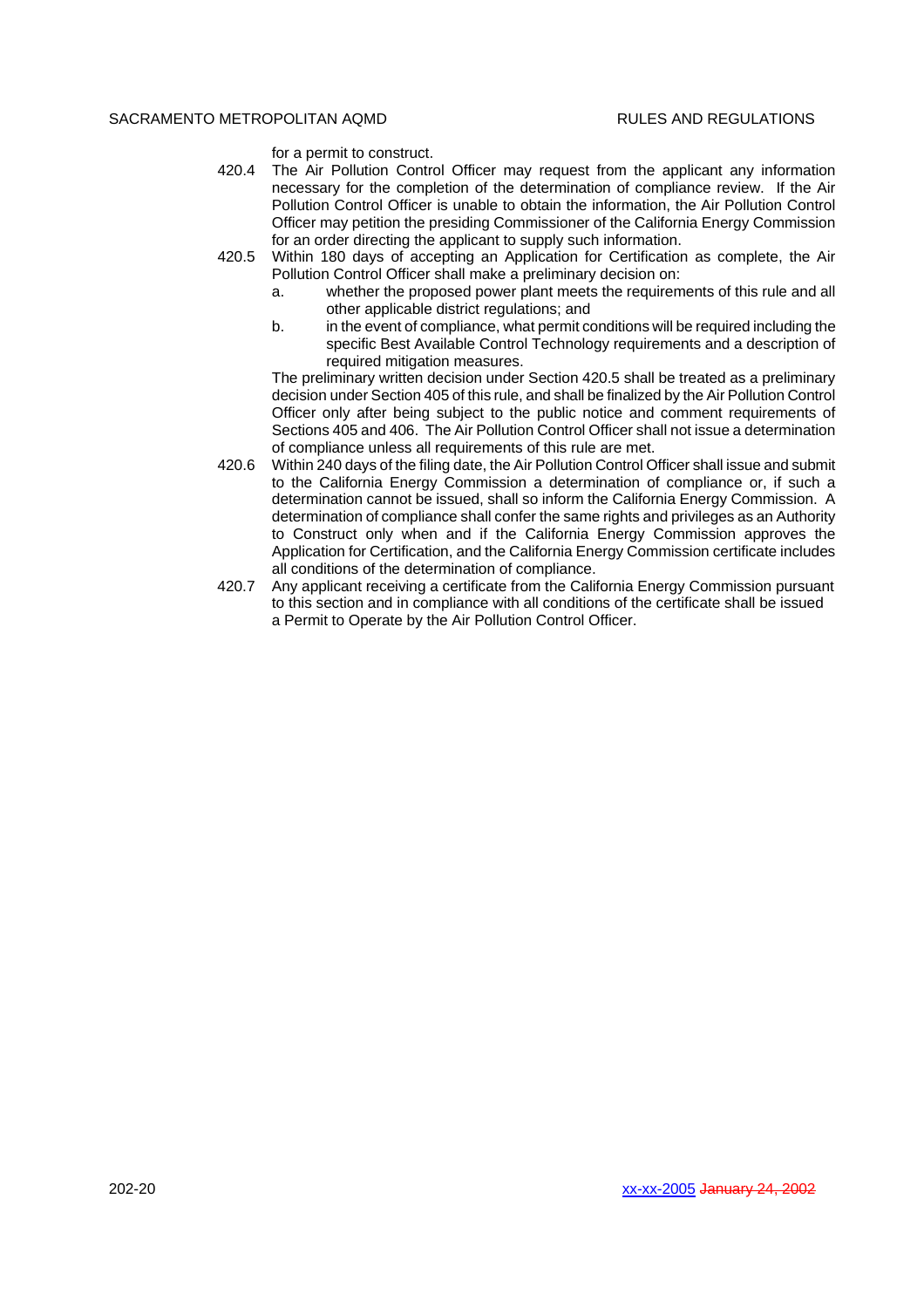for a permit to construct.

420.4 The Air Pollution Control Officer may request from the applicant any information necessary for the completion of the determination of compliance review. If the Air Pollution Control Officer is unable to obtain the information, the Air Pollution Control Officer may petition the presiding Commissioner of the California Energy Commission for an order directing the applicant to supply such information.

420.5 Within 180 days of accepting an Application for Certification as complete, the Air Pollution Control Officer shall make a preliminary decision on:

a. whether the proposed power plant meets the requirements of this rule and all other applicable district regulations; and

b. in the event of compliance, what permit conditions will be required including the specific Best Available Control Technology requirements and a description of required mitigation measures.

The preliminary written decision under Section 420.5 shall be treated as a preliminary decision under Section 405 of this rule, and shall be finalized by the Air Pollution Control Officer only after being subject to the public notice and comment requirements of Sections 405 and 406. The Air Pollution Control Officer shall not issue a determination of compliance unless all requirements of this rule are met.

420.6 Within 240 days of the filing date, the Air Pollution Control Officer shall issue and submit to the California Energy Commission a determination of compliance or, if such a determination cannot be issued, shall so inform the California Energy Commission. A determination of compliance shall confer the same rights and privileges as an Authority to Construct only when and if the California Energy Commission approves the Application for Certification, and the California Energy Commission certificate includes all conditions of the determination of compliance.

420.7 Any applicant receiving a certificate from the California Energy Commission pursuant to this section and in compliance with all conditions of the certificate shall be issued a Permit to Operate by the Air Pollution Control Officer.